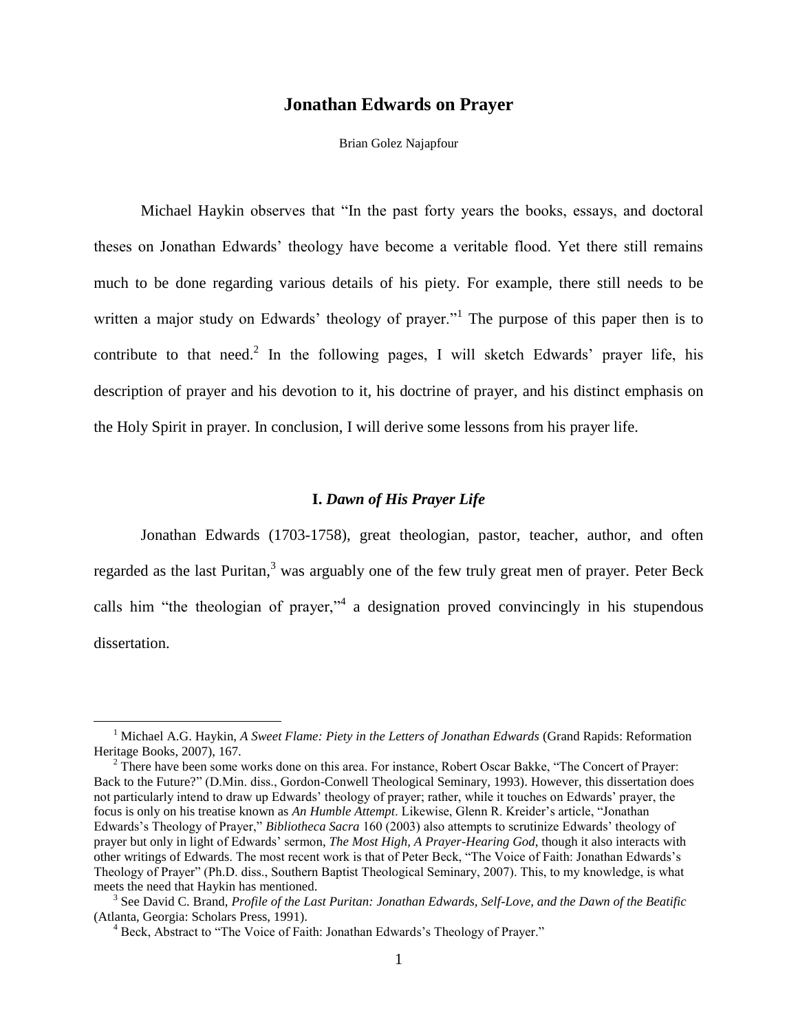# Jonathan Edwards on Prayer

Brian Golez Najapfour

Michael Haykin observes that "In the past forty years the books, essays, and doctoral theses on Jonathan Edwards' theology have become a veritable flood. Yet there still remains much to be done regarding various details of his piety. For example, there still needs to be written a major study on Edwards' theology of prayer."[1] The purpose of this paper then is to contribute to that need.[2] In the following pages, I will sketch Edwards' prayer life, his description of prayer and his devotion to it, his doctrine of prayer, and his distinct emphasis on the Holy Spirit in prayer. In conclusion, I will derive some lessons from his prayer life.

## I. *Dawn of His Prayer Life*

Jonathan Edwards (1703-1758), great theologian, pastor, teacher, author, and often regarded as the last Puritan,[3] was arguably one of the few truly great men of prayer. Peter Beck calls him "the theologian of prayer,"[4] a designation proved convincingly in his stupendous dissertation.

---

[1] Michael A.G. Haykin, *A Sweet Flame: Piety in the Letters of Jonathan Edwards* (Grand Rapids: Reformation Heritage Books, 2007), 167.

[2] There have been some works done on this area. For instance, Robert Oscar Bakke, "The Concert of Prayer: Back to the Future?" (D.Min. diss., Gordon-Conwell Theological Seminary, 1993). However, this dissertation does not particularly intend to draw up Edwards' theology of prayer; rather, while it touches on Edwards' prayer, the focus is only on his treatise known as *An Humble Attempt*. Likewise, Glenn R. Kreider's article, "Jonathan Edwards's Theology of Prayer," *Bibliotheca Sacra* 160 (2003) also attempts to scrutinize Edwards' theology of prayer but only in light of Edwards' sermon, *The Most High, A Prayer-Hearing God*, though it also interacts with other writings of Edwards. The most recent work is that of Peter Beck, "The Voice of Faith: Jonathan Edwards's Theology of Prayer" (Ph.D. diss., Southern Baptist Theological Seminary, 2007). This, to my knowledge, is what meets the need that Haykin has mentioned.

[3] See David C. Brand, *Profile of the Last Puritan: Jonathan Edwards, Self-Love, and the Dawn of the Beatific* (Atlanta, Georgia: Scholars Press, 1991).

[4] Beck, Abstract to "The Voice of Faith: Jonathan Edwards's Theology of Prayer."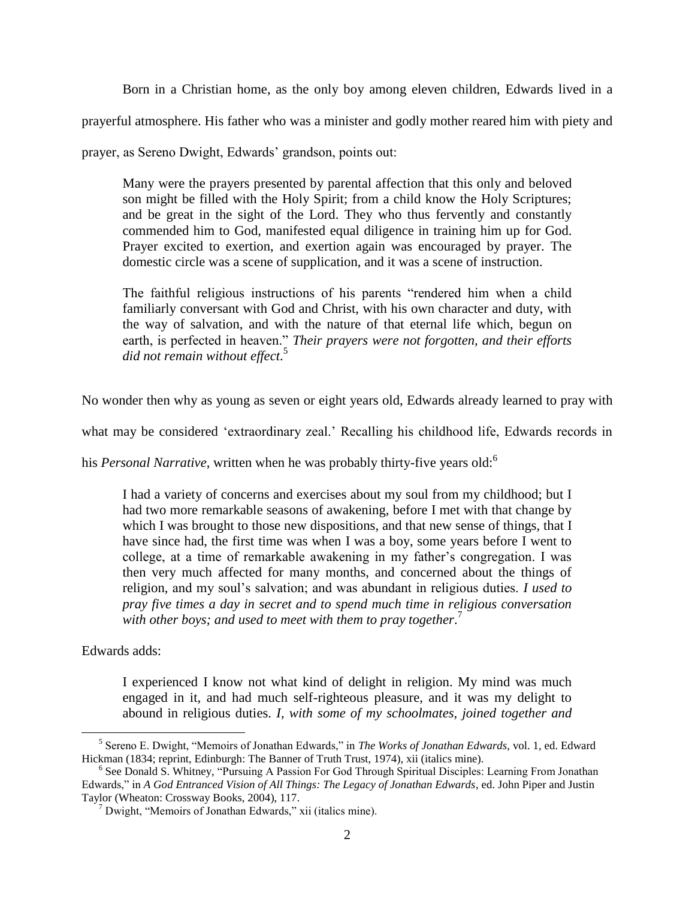Born in a Christian home, as the only boy among eleven children, Edwards lived in a prayerful atmosphere. His father who was a minister and godly mother reared him with piety and prayer, as Sereno Dwight, Edwards' grandson, points out:

> Many were the prayers presented by parental affection that this only and beloved son might be filled with the Holy Spirit; from a child know the Holy Scriptures; and be great in the sight of the Lord. They who thus fervently and constantly commended him to God, manifested equal diligence in training him up for God. Prayer excited to exertion, and exertion again was encouraged by prayer. The domestic circle was a scene of supplication, and it was a scene of instruction.
>
> The faithful religious instructions of his parents "rendered him when a child familiarly conversant with God and Christ, with his own character and duty, with the way of salvation, and with the nature of that eternal life which, begun on earth, is perfected in heaven." *Their prayers were not forgotten, and their efforts did not remain without effect*.[5]

No wonder then why as young as seven or eight years old, Edwards already learned to pray with what may be considered 'extraordinary zeal.' Recalling his childhood life, Edwards records in his *Personal Narrative*, written when he was probably thirty-five years old:[6]

> I had a variety of concerns and exercises about my soul from my childhood; but I had two more remarkable seasons of awakening, before I met with that change by which I was brought to those new dispositions, and that new sense of things, that I have since had, the first time was when I was a boy, some years before I went to college, at a time of remarkable awakening in my father's congregation. I was then very much affected for many months, and concerned about the things of religion, and my soul's salvation; and was abundant in religious duties. *I used to pray five times a day in secret and to spend much time in religious conversation with other boys; and used to meet with them to pray together*.[7]

Edwards adds:

> I experienced I know not what kind of delight in religion. My mind was much engaged in it, and had much self-righteous pleasure, and it was my delight to abound in religious duties. *I, with some of my schoolmates, joined together and*

---

[5] Sereno E. Dwight, "Memoirs of Jonathan Edwards," in *The Works of Jonathan Edwards*, vol. 1, ed. Edward Hickman (1834; reprint, Edinburgh: The Banner of Truth Trust, 1974), xii (italics mine).

[6] See Donald S. Whitney, "Pursuing A Passion For God Through Spiritual Disciples: Learning From Jonathan Edwards," in *A God Entranced Vision of All Things: The Legacy of Jonathan Edwards*, ed. John Piper and Justin Taylor (Wheaton: Crossway Books, 2004), 117.

[7] Dwight, "Memoirs of Jonathan Edwards," xii (italics mine).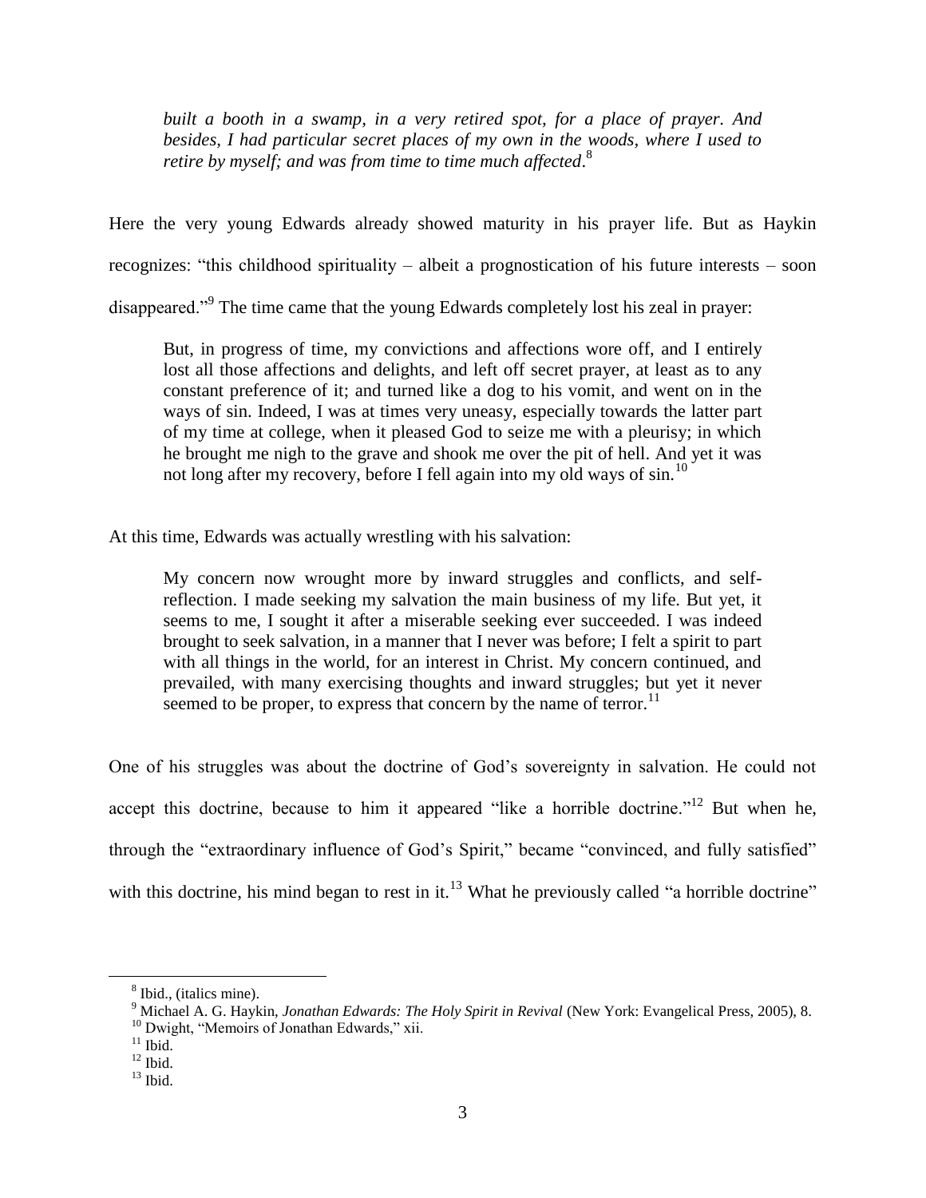*built a booth in a swamp, in a very retired spot, for a place of prayer. And besides, I had particular secret places of my own in the woods, where I used to retire by myself; and was from time to time much affected*.[8]

Here the very young Edwards already showed maturity in his prayer life. But as Haykin recognizes: "this childhood spirituality – albeit a prognostication of his future interests – soon disappeared."[9] The time came that the young Edwards completely lost his zeal in prayer:

> But, in progress of time, my convictions and affections wore off, and I entirely lost all those affections and delights, and left off secret prayer, at least as to any constant preference of it; and turned like a dog to his vomit, and went on in the ways of sin. Indeed, I was at times very uneasy, especially towards the latter part of my time at college, when it pleased God to seize me with a pleurisy; in which he brought me nigh to the grave and shook me over the pit of hell. And yet it was not long after my recovery, before I fell again into my old ways of sin.[10]

At this time, Edwards was actually wrestling with his salvation:

> My concern now wrought more by inward struggles and conflicts, and self-reflection. I made seeking my salvation the main business of my life. But yet, it seems to me, I sought it after a miserable seeking ever succeeded. I was indeed brought to seek salvation, in a manner that I never was before; I felt a spirit to part with all things in the world, for an interest in Christ. My concern continued, and prevailed, with many exercising thoughts and inward struggles; but yet it never seemed to be proper, to express that concern by the name of terror.[11]

One of his struggles was about the doctrine of God's sovereignty in salvation. He could not accept this doctrine, because to him it appeared "like a horrible doctrine."[12] But when he, through the "extraordinary influence of God's Spirit," became "convinced, and fully satisfied" with this doctrine, his mind began to rest in it.[13] What he previously called "a horrible doctrine"

---

[8] Ibid., (italics mine).

[9] Michael A. G. Haykin, *Jonathan Edwards: The Holy Spirit in Revival* (New York: Evangelical Press, 2005), 8.

[10] Dwight, "Memoirs of Jonathan Edwards," xii.

[11] Ibid.

[12] Ibid.

[13] Ibid.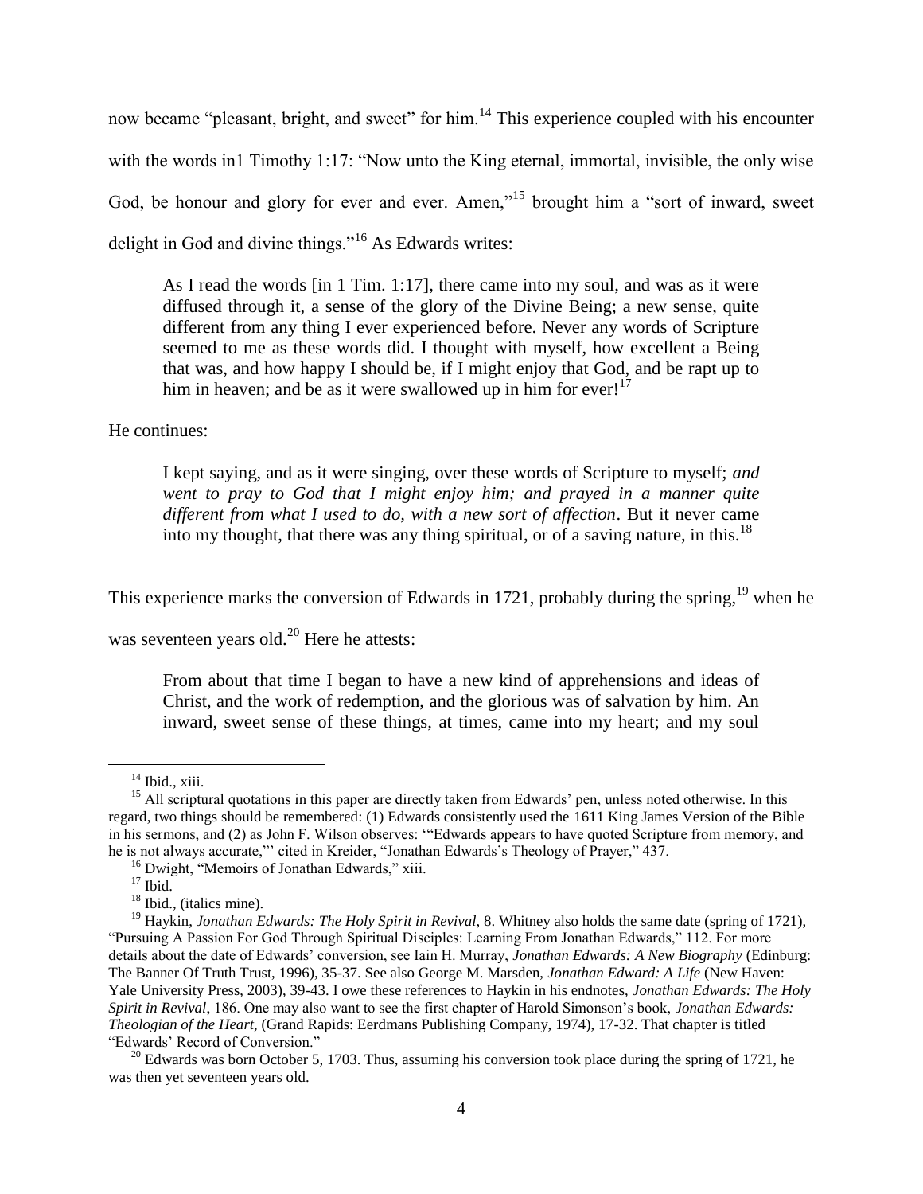now became "pleasant, bright, and sweet" for him.[14] This experience coupled with his encounter with the words in1 Timothy 1:17: "Now unto the King eternal, immortal, invisible, the only wise God, be honour and glory for ever and ever. Amen,"[15] brought him a "sort of inward, sweet delight in God and divine things."[16] As Edwards writes:

> As I read the words [in 1 Tim. 1:17], there came into my soul, and was as it were diffused through it, a sense of the glory of the Divine Being; a new sense, quite different from any thing I ever experienced before. Never any words of Scripture seemed to me as these words did. I thought with myself, how excellent a Being that was, and how happy I should be, if I might enjoy that God, and be rapt up to him in heaven; and be as it were swallowed up in him for ever![17]

He continues:

> I kept saying, and as it were singing, over these words of Scripture to myself; *and went to pray to God that I might enjoy him; and prayed in a manner quite different from what I used to do, with a new sort of affection*. But it never came into my thought, that there was any thing spiritual, or of a saving nature, in this.[18]

This experience marks the conversion of Edwards in 1721, probably during the spring,[19] when he was seventeen years old.[20] Here he attests:

> From about that time I began to have a new kind of apprehensions and ideas of Christ, and the work of redemption, and the glorious was of salvation by him. An inward, sweet sense of these things, at times, came into my heart; and my soul

---

[14] Ibid., xiii.

[15] All scriptural quotations in this paper are directly taken from Edwards' pen, unless noted otherwise. In this regard, two things should be remembered: (1) Edwards consistently used the 1611 King James Version of the Bible in his sermons, and (2) as John F. Wilson observes: '"Edwards appears to have quoted Scripture from memory, and he is not always accurate,"' cited in Kreider, "Jonathan Edwards's Theology of Prayer," 437.

[16] Dwight, "Memoirs of Jonathan Edwards," xiii.

[17] Ibid.

[18] Ibid., (italics mine).

[19] Haykin, *Jonathan Edwards: The Holy Spirit in Revival*, 8. Whitney also holds the same date (spring of 1721), "Pursuing A Passion For God Through Spiritual Disciples: Learning From Jonathan Edwards," 112. For more details about the date of Edwards' conversion, see Iain H. Murray, *Jonathan Edwards: A New Biography* (Edinburg: The Banner Of Truth Trust, 1996), 35-37. See also George M. Marsden, *Jonathan Edward: A Life* (New Haven: Yale University Press, 2003), 39-43. I owe these references to Haykin in his endnotes, *Jonathan Edwards: The Holy Spirit in Revival*, 186. One may also want to see the first chapter of Harold Simonson's book, *Jonathan Edwards: Theologian of the Heart*, (Grand Rapids: Eerdmans Publishing Company, 1974), 17-32. That chapter is titled "Edwards' Record of Conversion."

[20] Edwards was born October 5, 1703. Thus, assuming his conversion took place during the spring of 1721, he was then yet seventeen years old.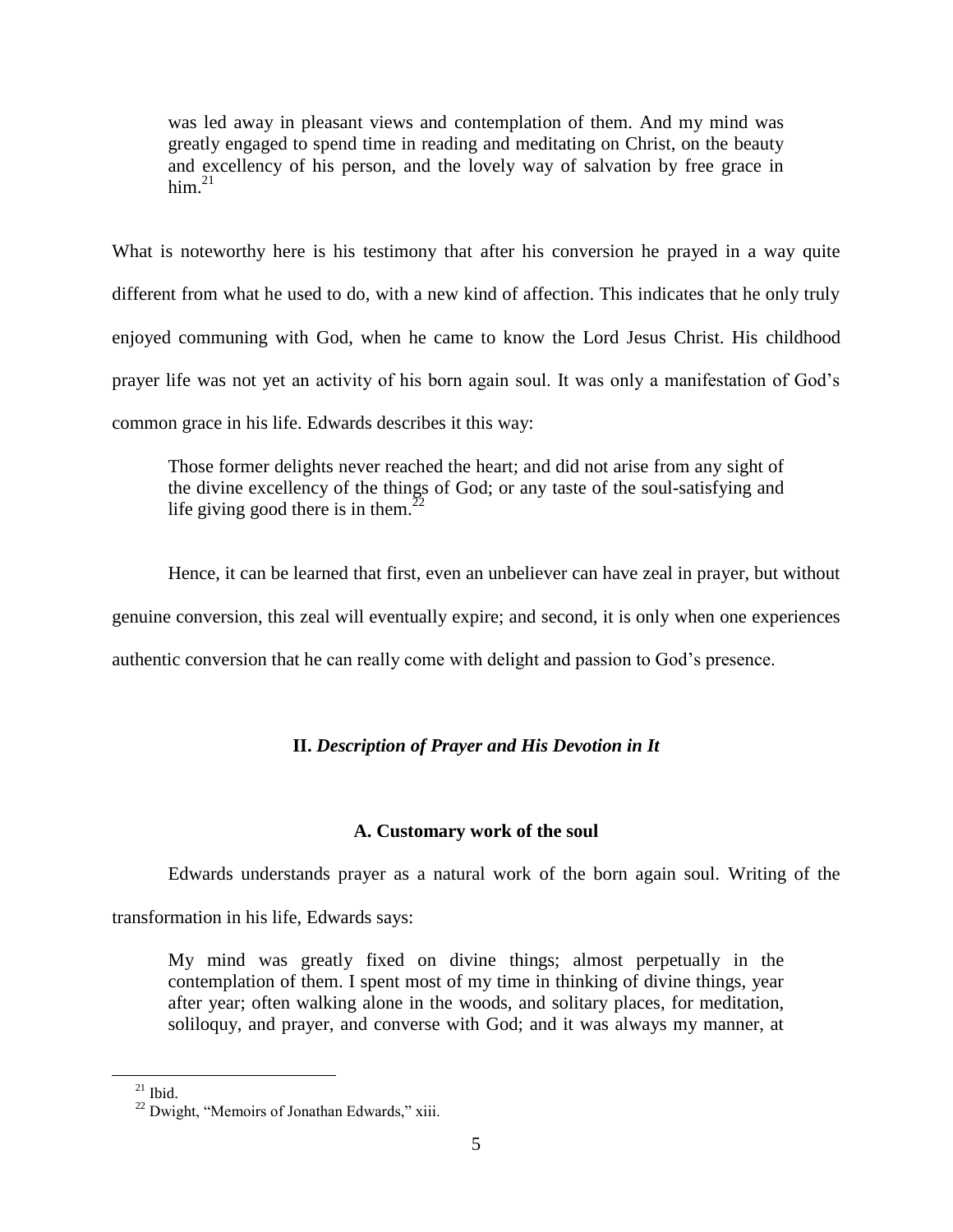> was led away in pleasant views and contemplation of them. And my mind was greatly engaged to spend time in reading and meditating on Christ, on the beauty and excellency of his person, and the lovely way of salvation by free grace in him.[21]

What is noteworthy here is his testimony that after his conversion he prayed in a way quite different from what he used to do, with a new kind of affection. This indicates that he only truly enjoyed communing with God, when he came to know the Lord Jesus Christ. His childhood prayer life was not yet an activity of his born again soul. It was only a manifestation of God's common grace in his life. Edwards describes it this way:

> Those former delights never reached the heart; and did not arise from any sight of the divine excellency of the things of God; or any taste of the soul-satisfying and life giving good there is in them.[22]

Hence, it can be learned that first, even an unbeliever can have zeal in prayer, but without genuine conversion, this zeal will eventually expire; and second, it is only when one experiences authentic conversion that he can really come with delight and passion to God's presence.

## II. *Description of Prayer and His Devotion in It*

### A. Customary work of the soul

Edwards understands prayer as a natural work of the born again soul. Writing of the transformation in his life, Edwards says:

> My mind was greatly fixed on divine things; almost perpetually in the contemplation of them. I spent most of my time in thinking of divine things, year after year; often walking alone in the woods, and solitary places, for meditation, soliloquy, and prayer, and converse with God; and it was always my manner, at

---

[21] Ibid.

[22] Dwight, "Memoirs of Jonathan Edwards," xiii.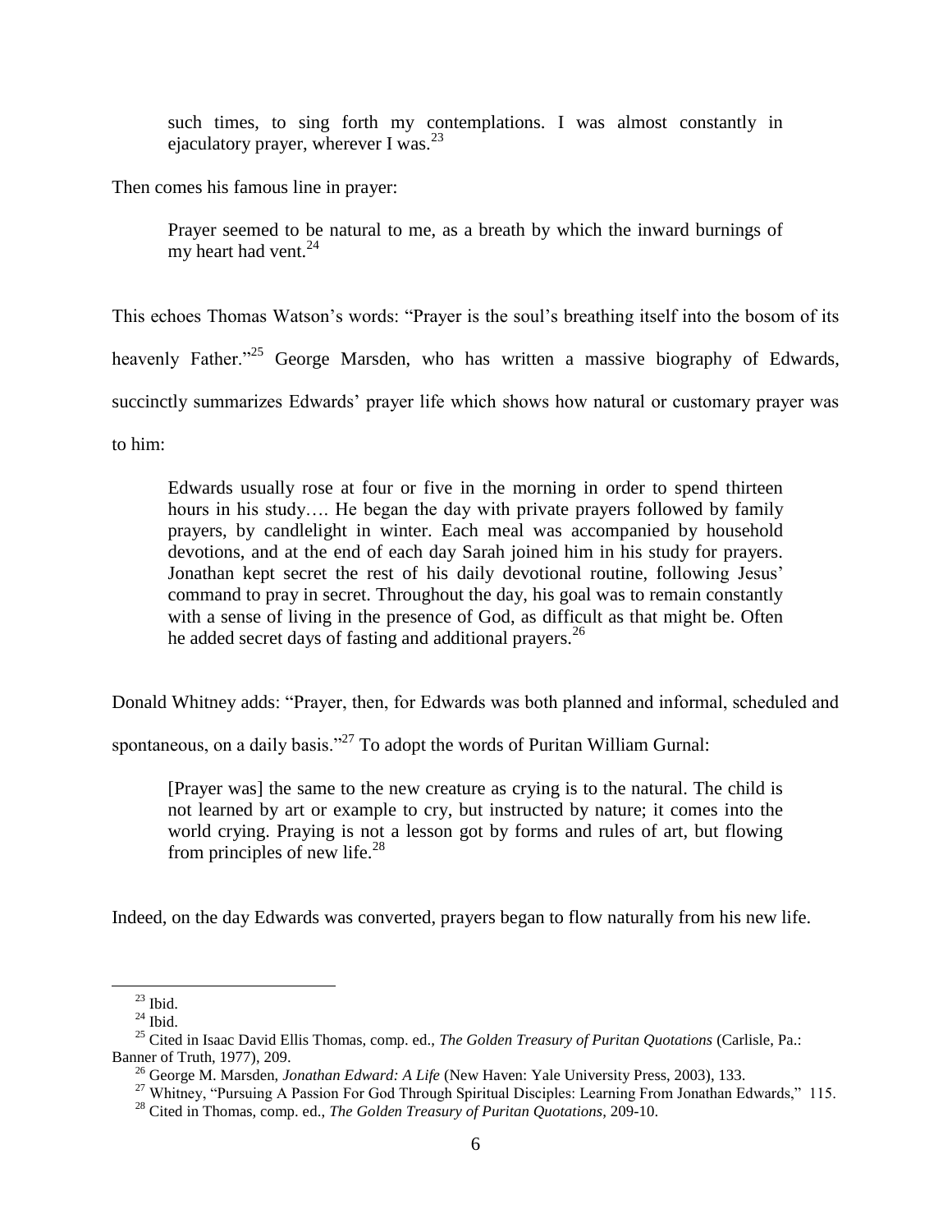> such times, to sing forth my contemplations. I was almost constantly in ejaculatory prayer, wherever I was.[23]

Then comes his famous line in prayer:

> Prayer seemed to be natural to me, as a breath by which the inward burnings of my heart had vent.[24]

This echoes Thomas Watson's words: "Prayer is the soul's breathing itself into the bosom of its heavenly Father."[25] George Marsden, who has written a massive biography of Edwards, succinctly summarizes Edwards' prayer life which shows how natural or customary prayer was to him:

> Edwards usually rose at four or five in the morning in order to spend thirteen hours in his study…. He began the day with private prayers followed by family prayers, by candlelight in winter. Each meal was accompanied by household devotions, and at the end of each day Sarah joined him in his study for prayers. Jonathan kept secret the rest of his daily devotional routine, following Jesus' command to pray in secret. Throughout the day, his goal was to remain constantly with a sense of living in the presence of God, as difficult as that might be. Often he added secret days of fasting and additional prayers.[26]

Donald Whitney adds: "Prayer, then, for Edwards was both planned and informal, scheduled and spontaneous, on a daily basis."[27] To adopt the words of Puritan William Gurnal:

> [Prayer was] the same to the new creature as crying is to the natural. The child is not learned by art or example to cry, but instructed by nature; it comes into the world crying. Praying is not a lesson got by forms and rules of art, but flowing from principles of new life.[28]

Indeed, on the day Edwards was converted, prayers began to flow naturally from his new life.

---

[23] Ibid.

[24] Ibid.

[25] Cited in Isaac David Ellis Thomas, comp. ed., *The Golden Treasury of Puritan Quotations* (Carlisle, Pa.: Banner of Truth, 1977), 209.

[26] George M. Marsden, *Jonathan Edward: A Life* (New Haven: Yale University Press, 2003), 133.

[27] Whitney, "Pursuing A Passion For God Through Spiritual Disciples: Learning From Jonathan Edwards," 115.

[28] Cited in Thomas, comp. ed., *The Golden Treasury of Puritan Quotations*, 209-10.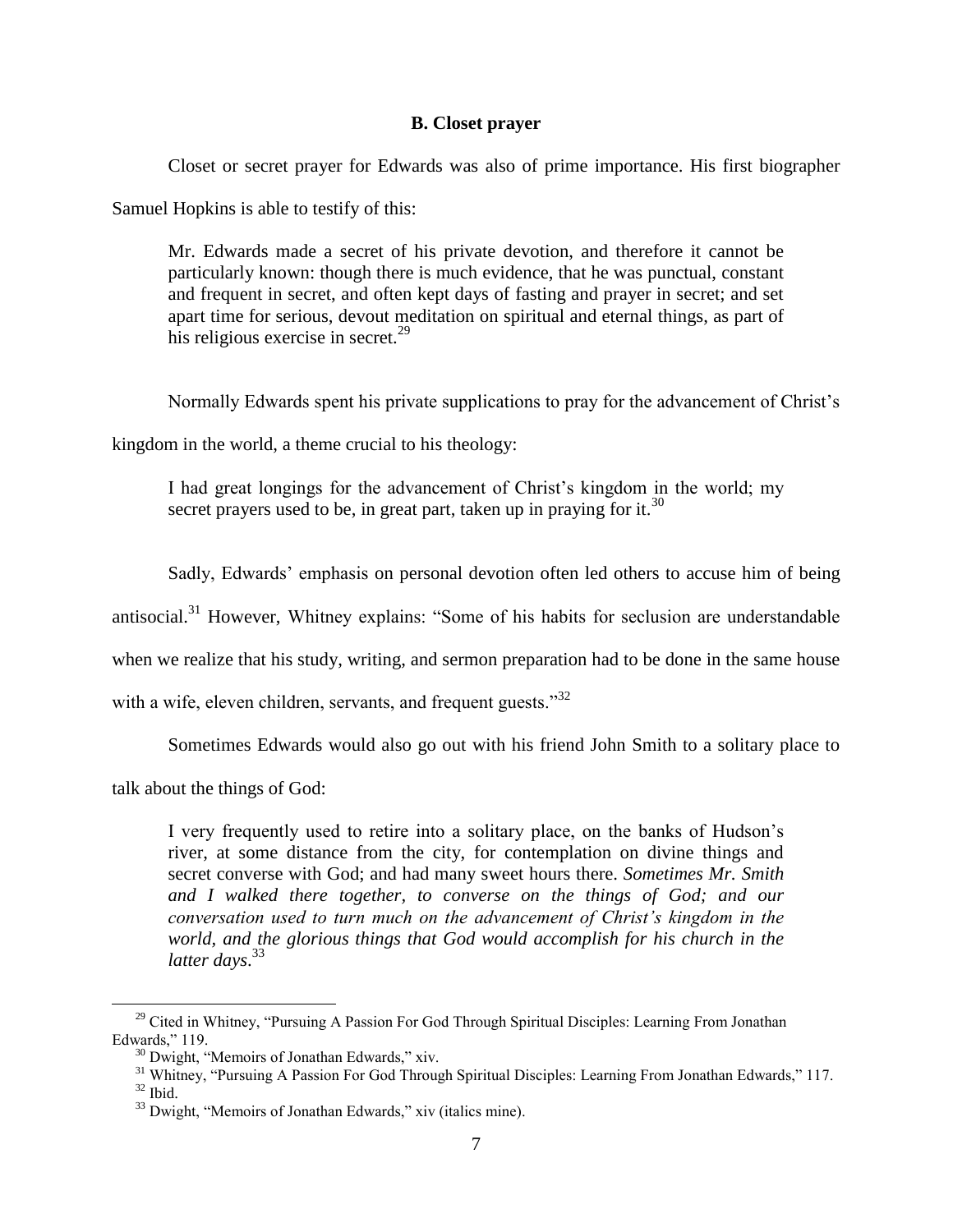### B. Closet prayer

Closet or secret prayer for Edwards was also of prime importance. His first biographer Samuel Hopkins is able to testify of this:

> Mr. Edwards made a secret of his private devotion, and therefore it cannot be particularly known: though there is much evidence, that he was punctual, constant and frequent in secret, and often kept days of fasting and prayer in secret; and set apart time for serious, devout meditation on spiritual and eternal things, as part of his religious exercise in secret.[29]

Normally Edwards spent his private supplications to pray for the advancement of Christ's kingdom in the world, a theme crucial to his theology:

> I had great longings for the advancement of Christ's kingdom in the world; my secret prayers used to be, in great part, taken up in praying for it.[30]

Sadly, Edwards' emphasis on personal devotion often led others to accuse him of being antisocial.[31] However, Whitney explains: "Some of his habits for seclusion are understandable when we realize that his study, writing, and sermon preparation had to be done in the same house with a wife, eleven children, servants, and frequent guests."[32]

Sometimes Edwards would also go out with his friend John Smith to a solitary place to talk about the things of God:

> I very frequently used to retire into a solitary place, on the banks of Hudson's river, at some distance from the city, for contemplation on divine things and secret converse with God; and had many sweet hours there. *Sometimes Mr. Smith and I walked there together, to converse on the things of God; and our conversation used to turn much on the advancement of Christ's kingdom in the world, and the glorious things that God would accomplish for his church in the latter days*.[33]

---

[29] Cited in Whitney, "Pursuing A Passion For God Through Spiritual Disciples: Learning From Jonathan Edwards," 119.

[30] Dwight, "Memoirs of Jonathan Edwards," xiv.

[31] Whitney, "Pursuing A Passion For God Through Spiritual Disciples: Learning From Jonathan Edwards," 117.

[32] Ibid.

[33] Dwight, "Memoirs of Jonathan Edwards," xiv (italics mine).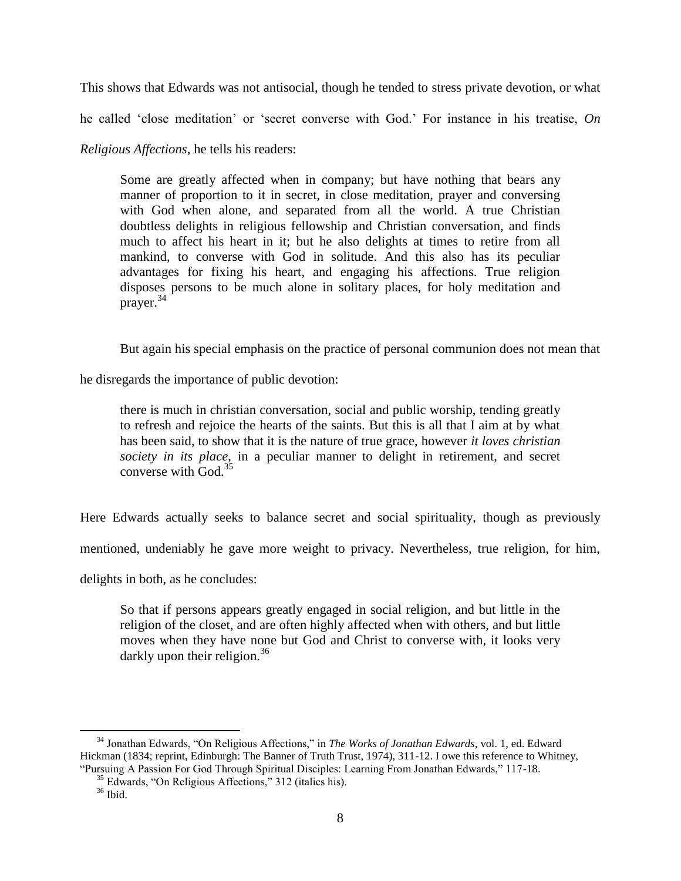This shows that Edwards was not antisocial, though he tended to stress private devotion, or what he called 'close meditation' or 'secret converse with God.' For instance in his treatise, *On Religious Affections*, he tells his readers:

> Some are greatly affected when in company; but have nothing that bears any manner of proportion to it in secret, in close meditation, prayer and conversing with God when alone, and separated from all the world. A true Christian doubtless delights in religious fellowship and Christian conversation, and finds much to affect his heart in it; but he also delights at times to retire from all mankind, to converse with God in solitude. And this also has its peculiar advantages for fixing his heart, and engaging his affections. True religion disposes persons to be much alone in solitary places, for holy meditation and prayer.[34]

But again his special emphasis on the practice of personal communion does not mean that he disregards the importance of public devotion:

> there is much in christian conversation, social and public worship, tending greatly to refresh and rejoice the hearts of the saints. But this is all that I aim at by what has been said, to show that it is the nature of true grace, however *it loves christian society in its place*, in a peculiar manner to delight in retirement, and secret converse with God.[35]

Here Edwards actually seeks to balance secret and social spirituality, though as previously mentioned, undeniably he gave more weight to privacy. Nevertheless, true religion, for him, delights in both, as he concludes:

> So that if persons appears greatly engaged in social religion, and but little in the religion of the closet, and are often highly affected when with others, and but little moves when they have none but God and Christ to converse with, it looks very darkly upon their religion.[36]

---

[34] Jonathan Edwards, "On Religious Affections," in *The Works of Jonathan Edwards*, vol. 1, ed. Edward Hickman (1834; reprint, Edinburgh: The Banner of Truth Trust, 1974), 311-12. I owe this reference to Whitney, "Pursuing A Passion For God Through Spiritual Disciples: Learning From Jonathan Edwards," 117-18.

[35] Edwards, "On Religious Affections," 312 (italics his).

[36] Ibid.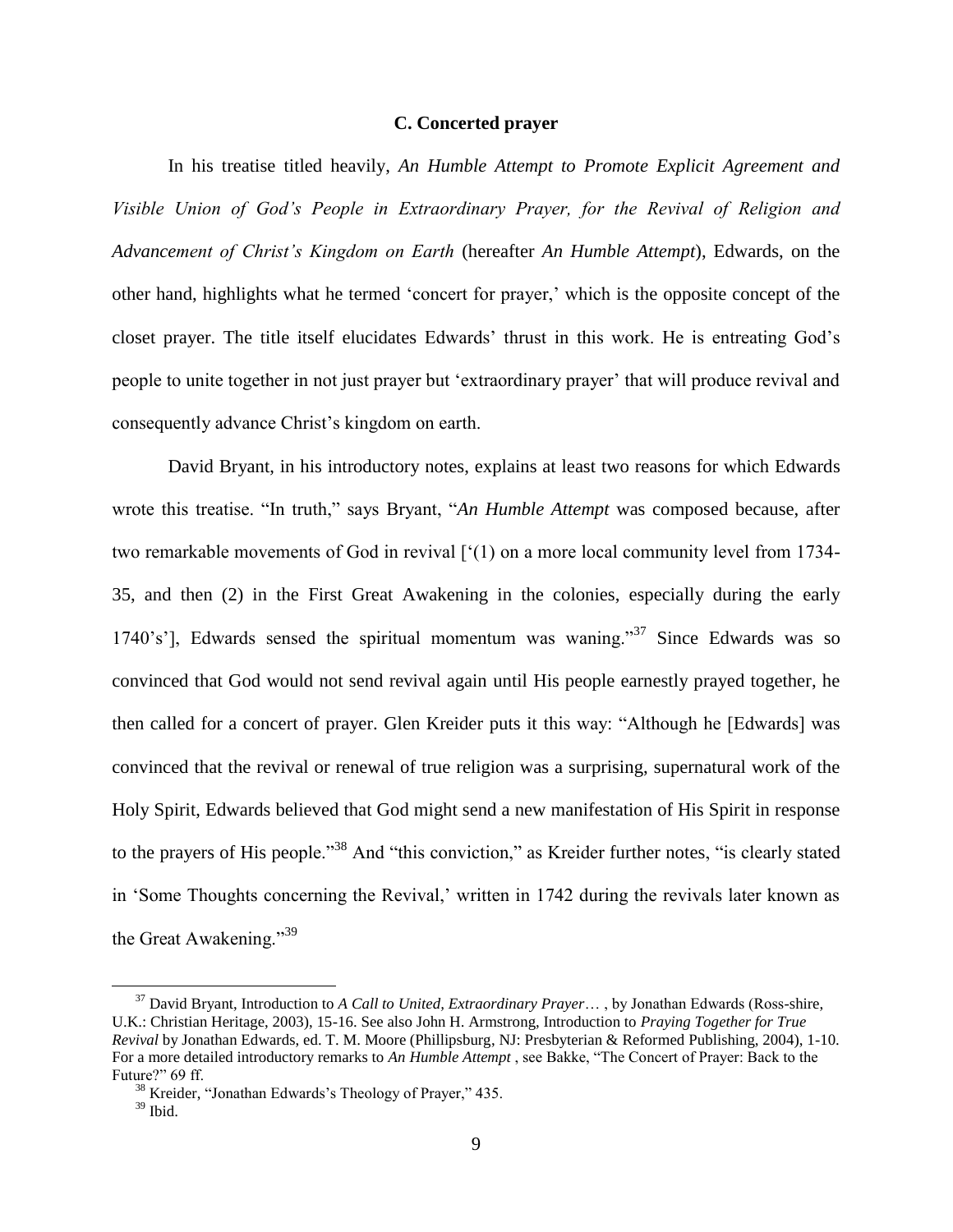### C. Concerted prayer

In his treatise titled heavily, *An Humble Attempt to Promote Explicit Agreement and Visible Union of God's People in Extraordinary Prayer, for the Revival of Religion and Advancement of Christ's Kingdom on Earth* (hereafter *An Humble Attempt*), Edwards, on the other hand, highlights what he termed 'concert for prayer,' which is the opposite concept of the closet prayer. The title itself elucidates Edwards' thrust in this work. He is entreating God's people to unite together in not just prayer but 'extraordinary prayer' that will produce revival and consequently advance Christ's kingdom on earth.

David Bryant, in his introductory notes, explains at least two reasons for which Edwards wrote this treatise. "In truth," says Bryant, "*An Humble Attempt* was composed because, after two remarkable movements of God in revival ['(1) on a more local community level from 1734-35, and then (2) in the First Great Awakening in the colonies, especially during the early 1740's'], Edwards sensed the spiritual momentum was waning."[37] Since Edwards was so convinced that God would not send revival again until His people earnestly prayed together, he then called for a concert of prayer. Glen Kreider puts it this way: "Although he [Edwards] was convinced that the revival or renewal of true religion was a surprising, supernatural work of the Holy Spirit, Edwards believed that God might send a new manifestation of His Spirit in response to the prayers of His people."[38] And "this conviction," as Kreider further notes, "is clearly stated in 'Some Thoughts concerning the Revival,' written in 1742 during the revivals later known as the Great Awakening."[39]

---

[37] David Bryant, Introduction to *A Call to United, Extraordinary Prayer*… , by Jonathan Edwards (Ross-shire, U.K.: Christian Heritage, 2003), 15-16. See also John H. Armstrong, Introduction to *Praying Together for True Revival* by Jonathan Edwards, ed. T. M. Moore (Phillipsburg, NJ: Presbyterian & Reformed Publishing, 2004), 1-10. For a more detailed introductory remarks to *An Humble Attempt* , see Bakke, "The Concert of Prayer: Back to the Future?" 69 ff.

[38] Kreider, "Jonathan Edwards's Theology of Prayer," 435.

[39] Ibid.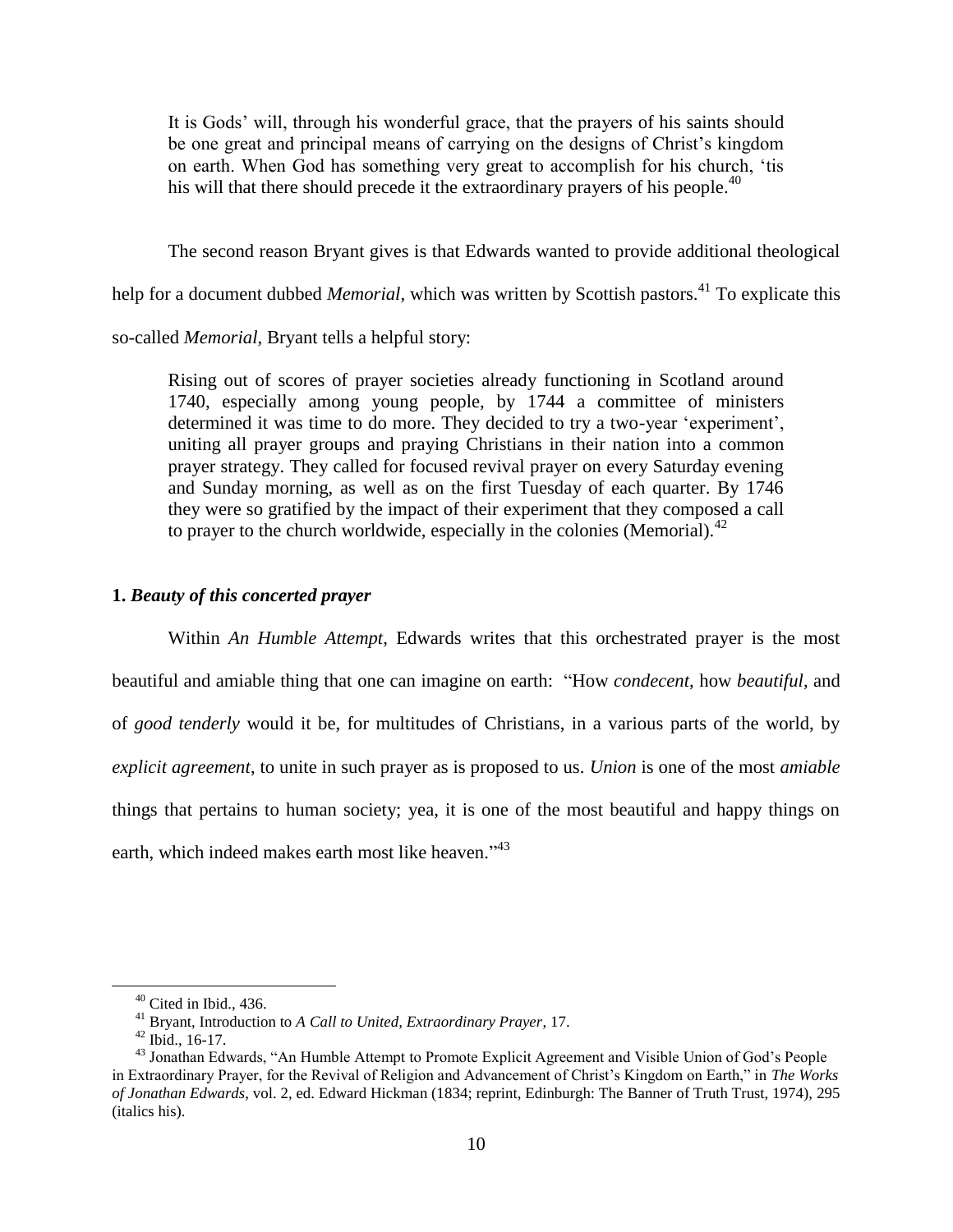> It is Gods' will, through his wonderful grace, that the prayers of his saints should be one great and principal means of carrying on the designs of Christ's kingdom on earth. When God has something very great to accomplish for his church, 'tis his will that there should precede it the extraordinary prayers of his people.[40]

The second reason Bryant gives is that Edwards wanted to provide additional theological help for a document dubbed *Memorial*, which was written by Scottish pastors.[41] To explicate this so-called *Memorial*, Bryant tells a helpful story:

> Rising out of scores of prayer societies already functioning in Scotland around 1740, especially among young people, by 1744 a committee of ministers determined it was time to do more. They decided to try a two-year 'experiment', uniting all prayer groups and praying Christians in their nation into a common prayer strategy. They called for focused revival prayer on every Saturday evening and Sunday morning, as well as on the first Tuesday of each quarter. By 1746 they were so gratified by the impact of their experiment that they composed a call to prayer to the church worldwide, especially in the colonies (Memorial).[42]

**1. *Beauty of this concerted prayer***

Within *An Humble Attempt*, Edwards writes that this orchestrated prayer is the most beautiful and amiable thing that one can imagine on earth: "How *condecent*, how *beautiful*, and of *good tenderly* would it be, for multitudes of Christians, in a various parts of the world, by *explicit agreement*, to unite in such prayer as is proposed to us. *Union* is one of the most *amiable* things that pertains to human society; yea, it is one of the most beautiful and happy things on earth, which indeed makes earth most like heaven."[43]

---

[40] Cited in Ibid., 436.

[41] Bryant, Introduction to *A Call to United, Extraordinary Prayer*, 17.

[42] Ibid., 16-17.

[43] Jonathan Edwards, "An Humble Attempt to Promote Explicit Agreement and Visible Union of God's People in Extraordinary Prayer, for the Revival of Religion and Advancement of Christ's Kingdom on Earth," in *The Works of Jonathan Edwards*, vol. 2, ed. Edward Hickman (1834; reprint, Edinburgh: The Banner of Truth Trust, 1974), 295 (italics his).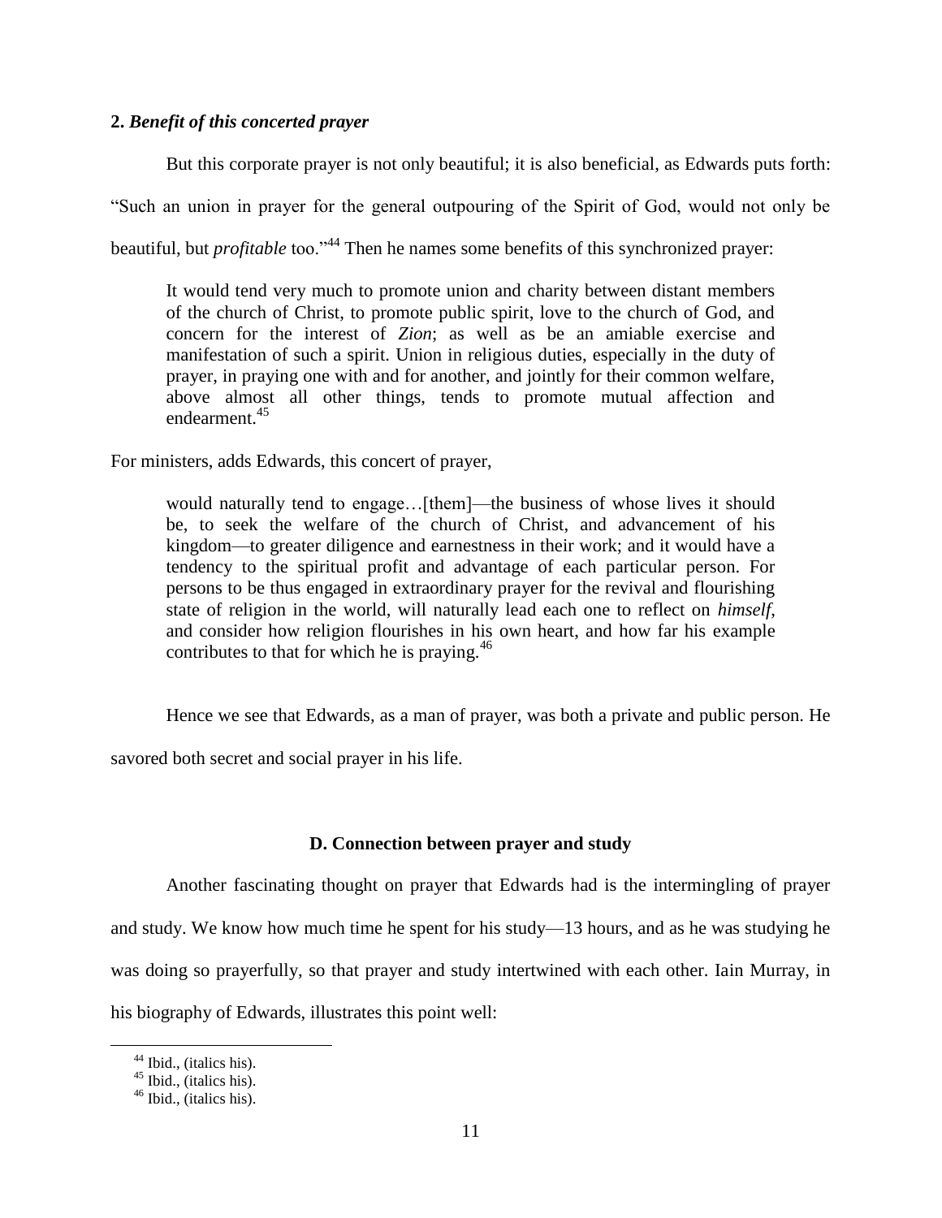**2. *Benefit of this concerted prayer***

But this corporate prayer is not only beautiful; it is also beneficial, as Edwards puts forth: "Such an union in prayer for the general outpouring of the Spirit of God, would not only be beautiful, but *profitable* too."[44] Then he names some benefits of this synchronized prayer:

> It would tend very much to promote union and charity between distant members of the church of Christ, to promote public spirit, love to the church of God, and concern for the interest of *Zion*; as well as be an amiable exercise and manifestation of such a spirit. Union in religious duties, especially in the duty of prayer, in praying one with and for another, and jointly for their common welfare, above almost all other things, tends to promote mutual affection and endearment.[45]

For ministers, adds Edwards, this concert of prayer,

> would naturally tend to engage…[them]—the business of whose lives it should be, to seek the welfare of the church of Christ, and advancement of his kingdom—to greater diligence and earnestness in their work; and it would have a tendency to the spiritual profit and advantage of each particular person. For persons to be thus engaged in extraordinary prayer for the revival and flourishing state of religion in the world, will naturally lead each one to reflect on *himself*, and consider how religion flourishes in his own heart, and how far his example contributes to that for which he is praying.[46]

Hence we see that Edwards, as a man of prayer, was both a private and public person. He savored both secret and social prayer in his life.

### D. Connection between prayer and study

Another fascinating thought on prayer that Edwards had is the intermingling of prayer and study. We know how much time he spent for his study—13 hours, and as he was studying he was doing so prayerfully, so that prayer and study intertwined with each other. Iain Murray, in his biography of Edwards, illustrates this point well:

---

[44] Ibid., (italics his).

[45] Ibid., (italics his).

[46] Ibid., (italics his).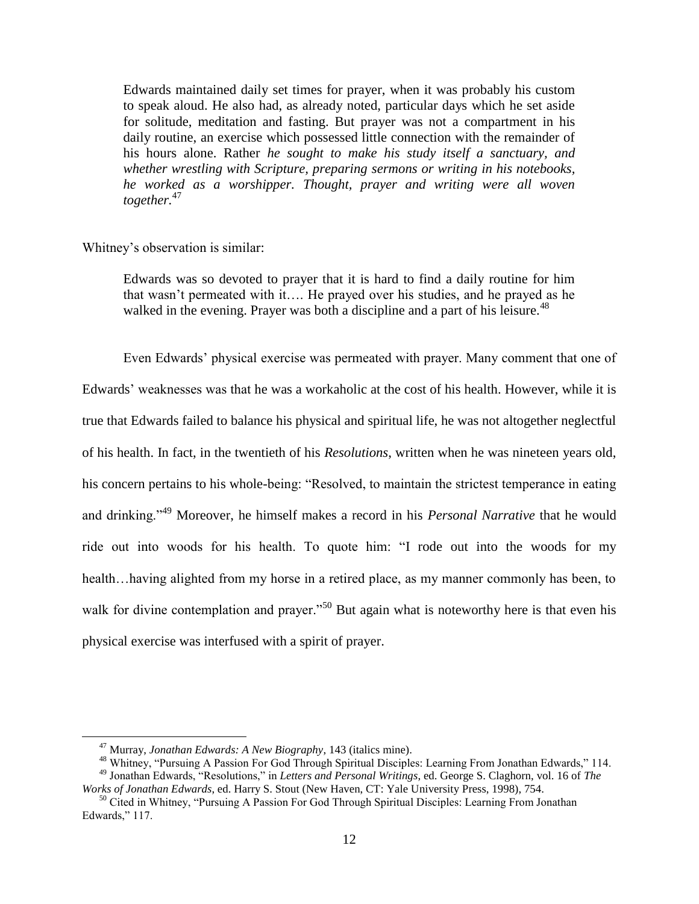> Edwards maintained daily set times for prayer, when it was probably his custom to speak aloud. He also had, as already noted, particular days which he set aside for solitude, meditation and fasting. But prayer was not a compartment in his daily routine, an exercise which possessed little connection with the remainder of his hours alone. Rather *he sought to make his study itself a sanctuary, and whether wrestling with Scripture, preparing sermons or writing in his notebooks, he worked as a worshipper. Thought, prayer and writing were all woven together.*[47]

Whitney's observation is similar:

> Edwards was so devoted to prayer that it is hard to find a daily routine for him that wasn't permeated with it…. He prayed over his studies, and he prayed as he walked in the evening. Prayer was both a discipline and a part of his leisure.[48]

Even Edwards' physical exercise was permeated with prayer. Many comment that one of Edwards' weaknesses was that he was a workaholic at the cost of his health. However, while it is true that Edwards failed to balance his physical and spiritual life, he was not altogether neglectful of his health. In fact, in the twentieth of his *Resolutions*, written when he was nineteen years old, his concern pertains to his whole-being: "Resolved, to maintain the strictest temperance in eating and drinking."[49] Moreover, he himself makes a record in his *Personal Narrative* that he would ride out into woods for his health. To quote him: "I rode out into the woods for my health…having alighted from my horse in a retired place, as my manner commonly has been, to walk for divine contemplation and prayer."[50] But again what is noteworthy here is that even his physical exercise was interfused with a spirit of prayer.

---

[47] Murray, *Jonathan Edwards: A New Biography*, 143 (italics mine).

[48] Whitney, "Pursuing A Passion For God Through Spiritual Disciples: Learning From Jonathan Edwards," 114.

[49] Jonathan Edwards, "Resolutions," in *Letters and Personal Writings*, ed. George S. Claghorn, vol. 16 of *The Works of Jonathan Edwards*, ed. Harry S. Stout (New Haven, CT: Yale University Press, 1998), 754.

[50] Cited in Whitney, "Pursuing A Passion For God Through Spiritual Disciples: Learning From Jonathan Edwards," 117.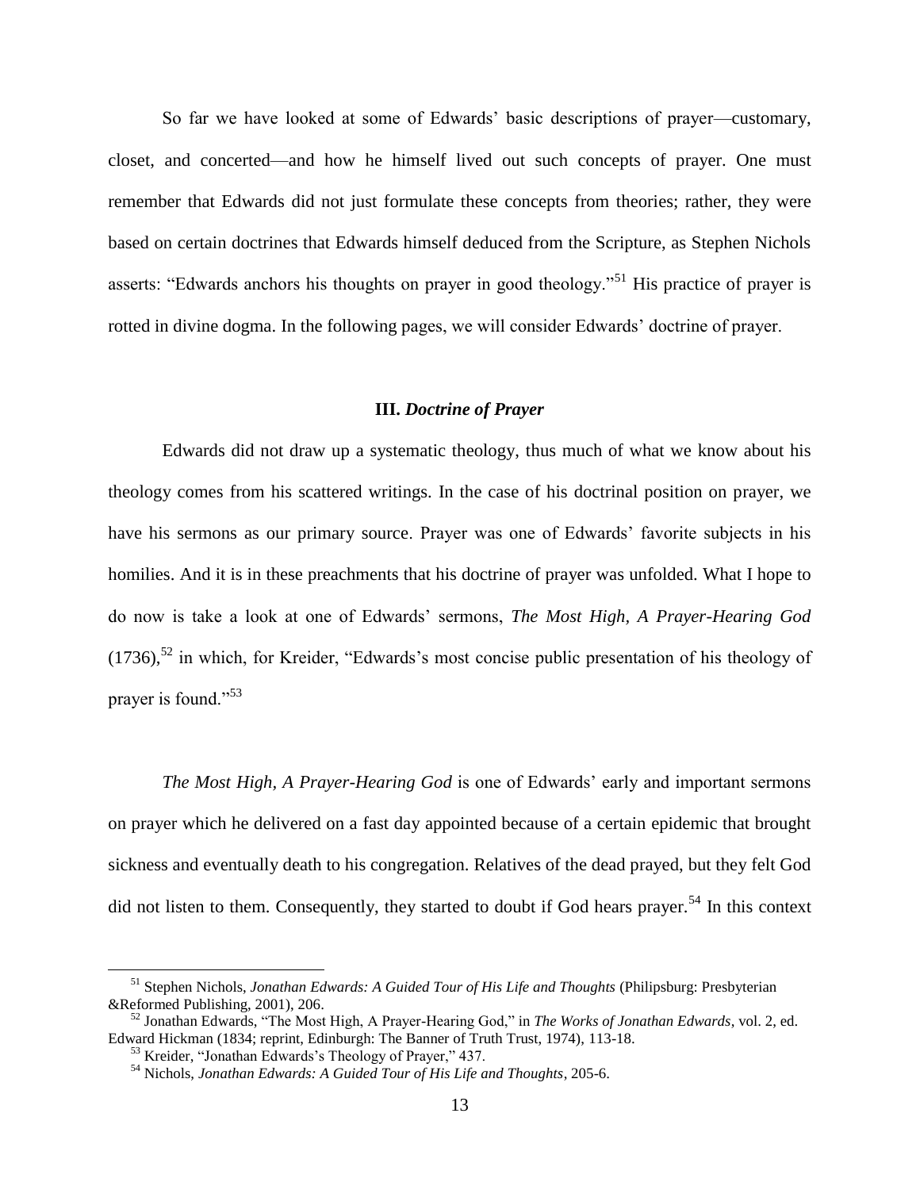So far we have looked at some of Edwards' basic descriptions of prayer—customary, closet, and concerted—and how he himself lived out such concepts of prayer. One must remember that Edwards did not just formulate these concepts from theories; rather, they were based on certain doctrines that Edwards himself deduced from the Scripture, as Stephen Nichols asserts: "Edwards anchors his thoughts on prayer in good theology."[51] His practice of prayer is rotted in divine dogma. In the following pages, we will consider Edwards' doctrine of prayer.

## III. *Doctrine of Prayer*

Edwards did not draw up a systematic theology, thus much of what we know about his theology comes from his scattered writings. In the case of his doctrinal position on prayer, we have his sermons as our primary source. Prayer was one of Edwards' favorite subjects in his homilies. And it is in these preachments that his doctrine of prayer was unfolded. What I hope to do now is take a look at one of Edwards' sermons, *The Most High, A Prayer-Hearing God* (1736),[52] in which, for Kreider, "Edwards's most concise public presentation of his theology of prayer is found."[53]

*The Most High, A Prayer-Hearing God* is one of Edwards' early and important sermons on prayer which he delivered on a fast day appointed because of a certain epidemic that brought sickness and eventually death to his congregation. Relatives of the dead prayed, but they felt God did not listen to them. Consequently, they started to doubt if God hears prayer.[54] In this context

---

[51] Stephen Nichols, *Jonathan Edwards: A Guided Tour of His Life and Thoughts* (Philipsburg: Presbyterian &Reformed Publishing, 2001), 206.

[52] Jonathan Edwards, "The Most High, A Prayer-Hearing God," in *The Works of Jonathan Edwards*, vol. 2, ed. Edward Hickman (1834; reprint, Edinburgh: The Banner of Truth Trust, 1974), 113-18.

[53] Kreider, "Jonathan Edwards's Theology of Prayer," 437.

[54] Nichols, *Jonathan Edwards: A Guided Tour of His Life and Thoughts*, 205-6.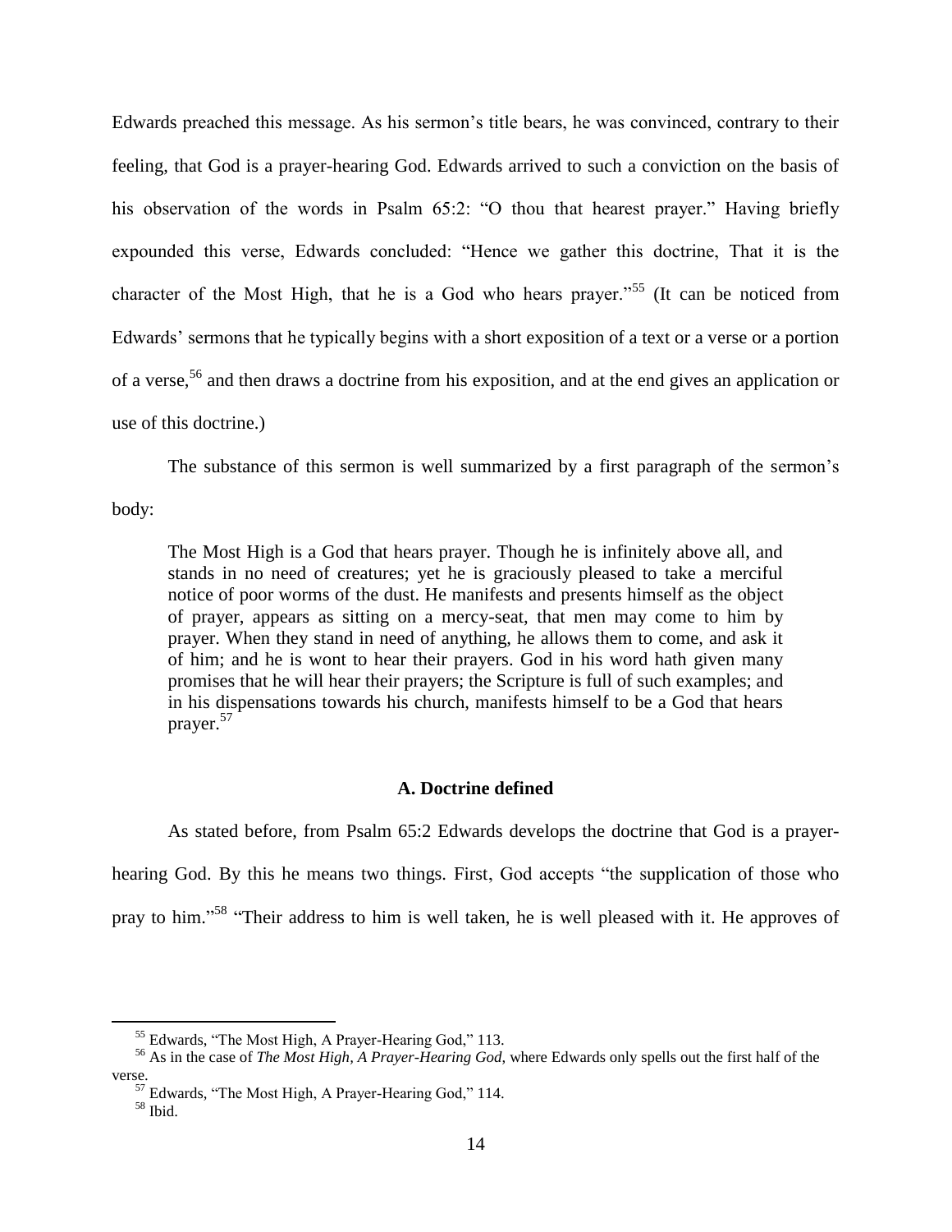Edwards preached this message. As his sermon's title bears, he was convinced, contrary to their feeling, that God is a prayer-hearing God. Edwards arrived to such a conviction on the basis of his observation of the words in Psalm 65:2: "O thou that hearest prayer." Having briefly expounded this verse, Edwards concluded: "Hence we gather this doctrine, That it is the character of the Most High, that he is a God who hears prayer."[55] (It can be noticed from Edwards' sermons that he typically begins with a short exposition of a text or a verse or a portion of a verse,[56] and then draws a doctrine from his exposition, and at the end gives an application or use of this doctrine.)

The substance of this sermon is well summarized by a first paragraph of the sermon's body:

> The Most High is a God that hears prayer. Though he is infinitely above all, and stands in no need of creatures; yet he is graciously pleased to take a merciful notice of poor worms of the dust. He manifests and presents himself as the object of prayer, appears as sitting on a mercy-seat, that men may come to him by prayer. When they stand in need of anything, he allows them to come, and ask it of him; and he is wont to hear their prayers. God in his word hath given many promises that he will hear their prayers; the Scripture is full of such examples; and in his dispensations towards his church, manifests himself to be a God that hears prayer.[57]

### A. Doctrine defined

As stated before, from Psalm 65:2 Edwards develops the doctrine that God is a prayer-hearing God. By this he means two things. First, God accepts "the supplication of those who pray to him."[58] "Their address to him is well taken, he is well pleased with it. He approves of

---

[55] Edwards, "The Most High, A Prayer-Hearing God," 113.

[56] As in the case of *The Most High, A Prayer-Hearing God*, where Edwards only spells out the first half of the verse.

[57] Edwards, "The Most High, A Prayer-Hearing God," 114.

[58] Ibid.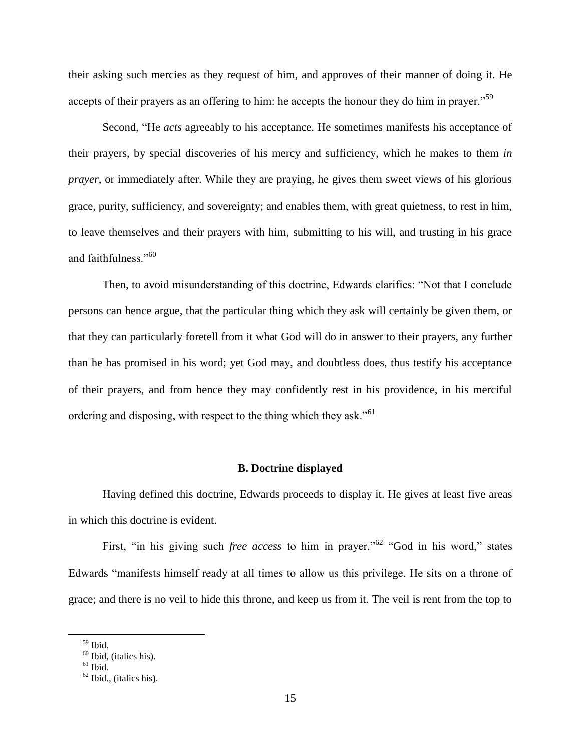their asking such mercies as they request of him, and approves of their manner of doing it. He accepts of their prayers as an offering to him: he accepts the honour they do him in prayer."[59]

Second, "He *acts* agreeably to his acceptance. He sometimes manifests his acceptance of their prayers, by special discoveries of his mercy and sufficiency, which he makes to them *in prayer*, or immediately after. While they are praying, he gives them sweet views of his glorious grace, purity, sufficiency, and sovereignty; and enables them, with great quietness, to rest in him, to leave themselves and their prayers with him, submitting to his will, and trusting in his grace and faithfulness."[60]

Then, to avoid misunderstanding of this doctrine, Edwards clarifies: "Not that I conclude persons can hence argue, that the particular thing which they ask will certainly be given them, or that they can particularly foretell from it what God will do in answer to their prayers, any further than he has promised in his word; yet God may, and doubtless does, thus testify his acceptance of their prayers, and from hence they may confidently rest in his providence, in his merciful ordering and disposing, with respect to the thing which they ask."[61]

### B. Doctrine displayed

Having defined this doctrine, Edwards proceeds to display it. He gives at least five areas in which this doctrine is evident.

First, "in his giving such *free access* to him in prayer."[62] "God in his word," states Edwards "manifests himself ready at all times to allow us this privilege. He sits on a throne of grace; and there is no veil to hide this throne, and keep us from it. The veil is rent from the top to

---

[59] Ibid.

[60] Ibid, (italics his).

[61] Ibid.

[62] Ibid., (italics his).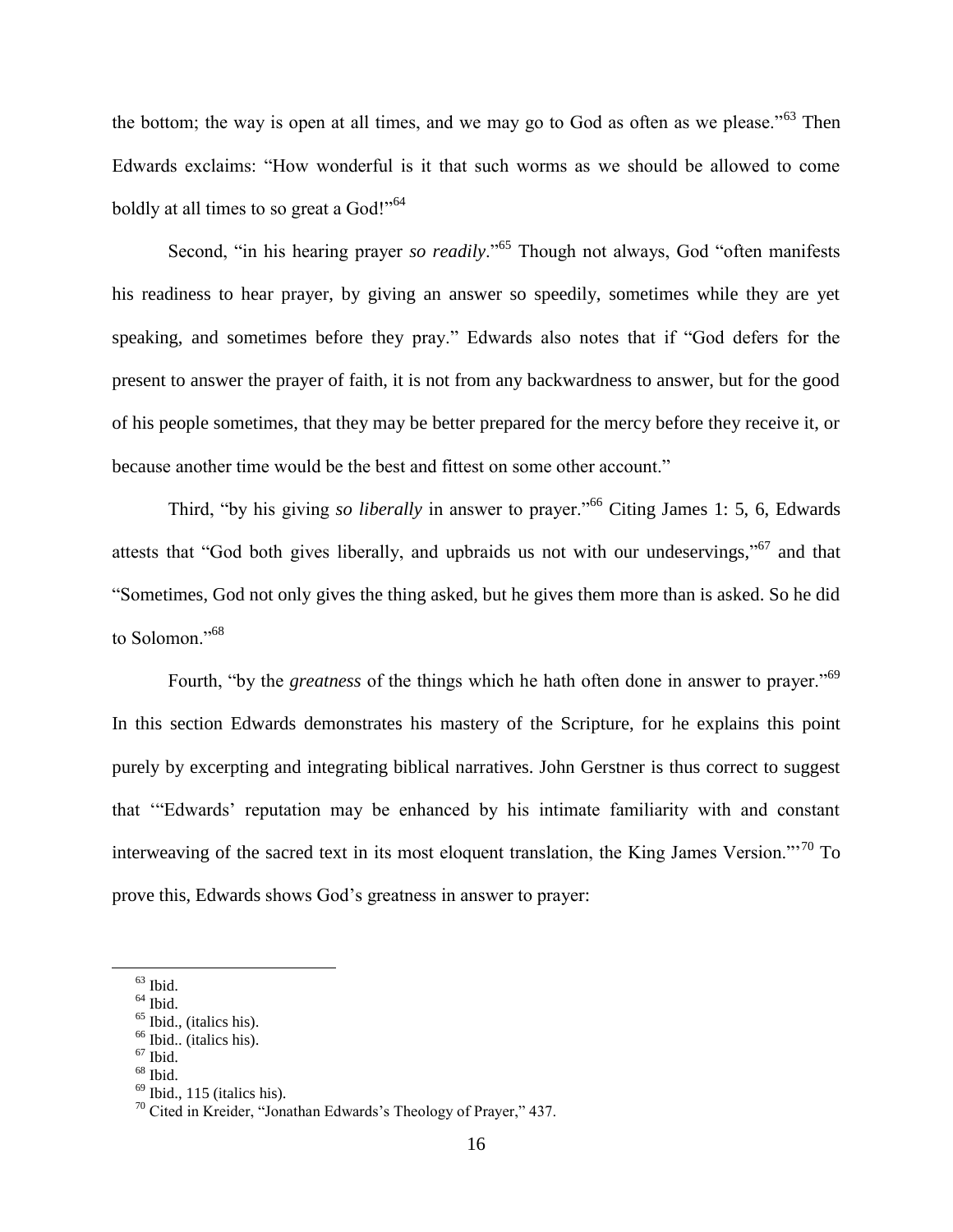the bottom; the way is open at all times, and we may go to God as often as we please."[63] Then Edwards exclaims: "How wonderful is it that such worms as we should be allowed to come boldly at all times to so great a God!"[64]

Second, "in his hearing prayer *so readily*."[65] Though not always, God "often manifests his readiness to hear prayer, by giving an answer so speedily, sometimes while they are yet speaking, and sometimes before they pray." Edwards also notes that if "God defers for the present to answer the prayer of faith, it is not from any backwardness to answer, but for the good of his people sometimes, that they may be better prepared for the mercy before they receive it, or because another time would be the best and fittest on some other account."

Third, "by his giving *so liberally* in answer to prayer."[66] Citing James 1: 5, 6, Edwards attests that "God both gives liberally, and upbraids us not with our undeservings,"[67] and that "Sometimes, God not only gives the thing asked, but he gives them more than is asked. So he did to Solomon."[68]

Fourth, "by the *greatness* of the things which he hath often done in answer to prayer."[69] In this section Edwards demonstrates his mastery of the Scripture, for he explains this point purely by excerpting and integrating biblical narratives. John Gerstner is thus correct to suggest that '"Edwards' reputation may be enhanced by his intimate familiarity with and constant interweaving of the sacred text in its most eloquent translation, the King James Version."'[70] To prove this, Edwards shows God's greatness in answer to prayer:

---

[63] Ibid.

[64] Ibid.

[65] Ibid., (italics his).

[66] Ibid.. (italics his).

[67] Ibid.

[68] Ibid.

[69] Ibid., 115 (italics his).

[70] Cited in Kreider, "Jonathan Edwards's Theology of Prayer," 437.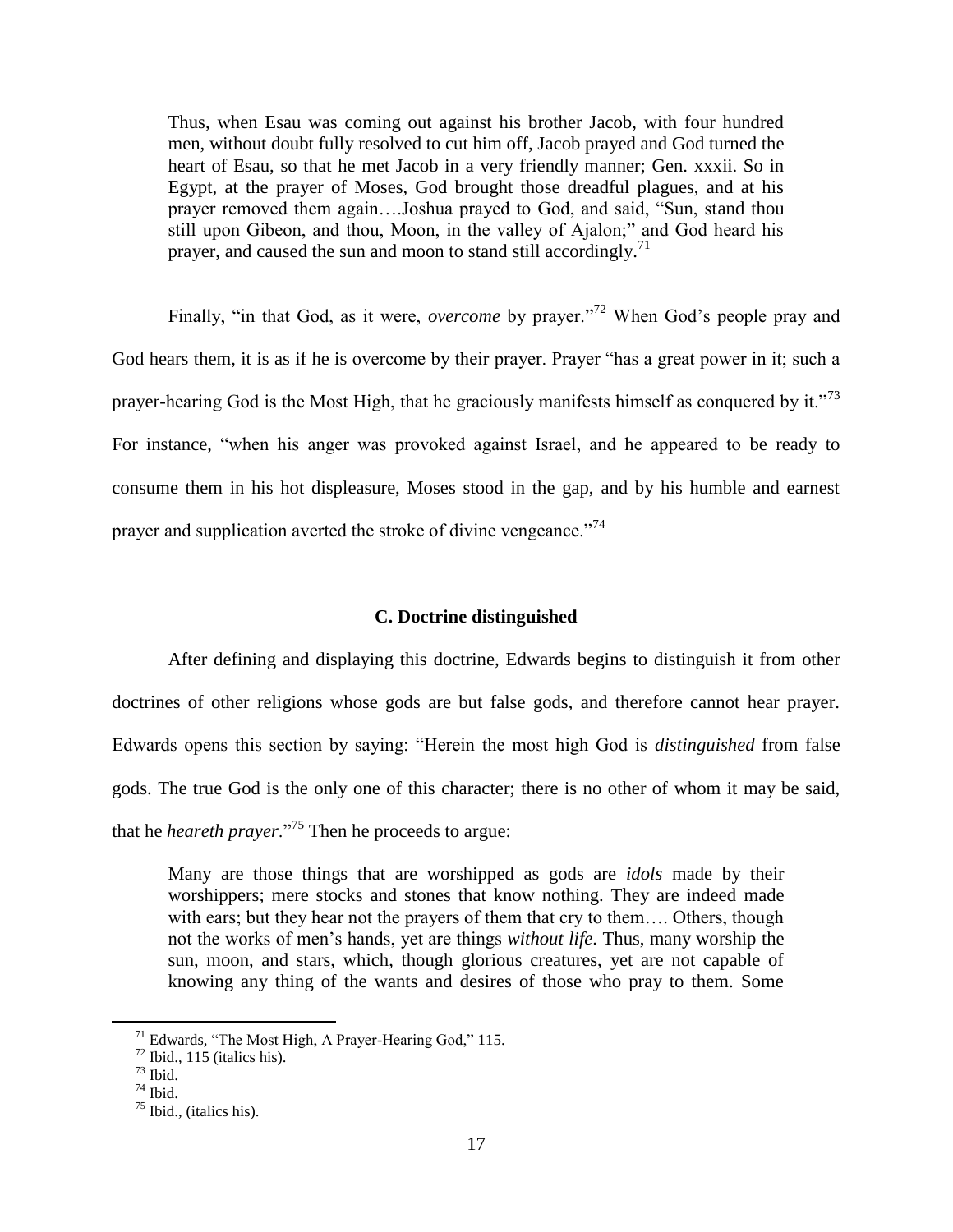> Thus, when Esau was coming out against his brother Jacob, with four hundred men, without doubt fully resolved to cut him off, Jacob prayed and God turned the heart of Esau, so that he met Jacob in a very friendly manner; Gen. xxxii. So in Egypt, at the prayer of Moses, God brought those dreadful plagues, and at his prayer removed them again….Joshua prayed to God, and said, "Sun, stand thou still upon Gibeon, and thou, Moon, in the valley of Ajalon;" and God heard his prayer, and caused the sun and moon to stand still accordingly.[71]

Finally, "in that God, as it were, *overcome* by prayer."[72] When God's people pray and God hears them, it is as if he is overcome by their prayer. Prayer "has a great power in it; such a prayer-hearing God is the Most High, that he graciously manifests himself as conquered by it."[73] For instance, "when his anger was provoked against Israel, and he appeared to be ready to consume them in his hot displeasure, Moses stood in the gap, and by his humble and earnest prayer and supplication averted the stroke of divine vengeance."[74]

### C. Doctrine distinguished

After defining and displaying this doctrine, Edwards begins to distinguish it from other doctrines of other religions whose gods are but false gods, and therefore cannot hear prayer. Edwards opens this section by saying: "Herein the most high God is *distinguished* from false gods. The true God is the only one of this character; there is no other of whom it may be said, that he *heareth prayer*."[75] Then he proceeds to argue:

> Many are those things that are worshipped as gods are *idols* made by their worshippers; mere stocks and stones that know nothing. They are indeed made with ears; but they hear not the prayers of them that cry to them…. Others, though not the works of men's hands, yet are things *without life*. Thus, many worship the sun, moon, and stars, which, though glorious creatures, yet are not capable of knowing any thing of the wants and desires of those who pray to them. Some

---

[71] Edwards, "The Most High, A Prayer-Hearing God," 115.

[72] Ibid., 115 (italics his).

[73] Ibid.

[74] Ibid.

[75] Ibid., (italics his).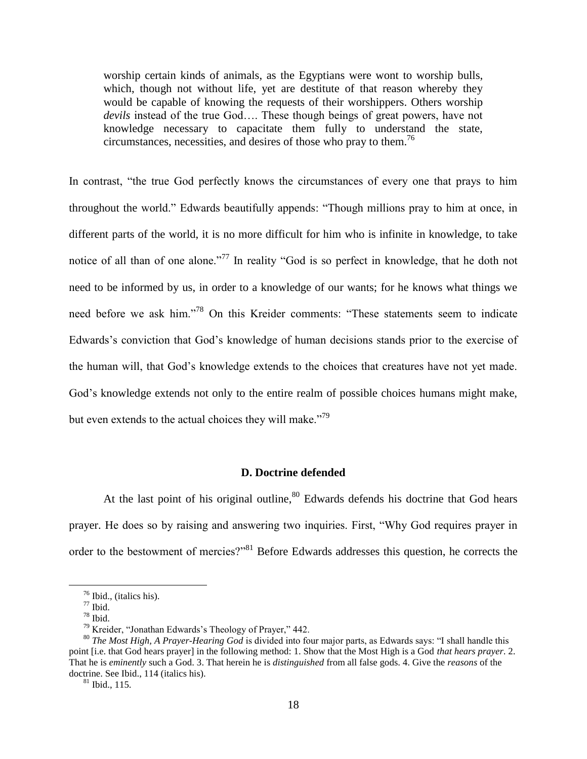> worship certain kinds of animals, as the Egyptians were wont to worship bulls, which, though not without life, yet are destitute of that reason whereby they would be capable of knowing the requests of their worshippers. Others worship *devils* instead of the true God…. These though beings of great powers, have not knowledge necessary to capacitate them fully to understand the state, circumstances, necessities, and desires of those who pray to them.[76]

In contrast, "the true God perfectly knows the circumstances of every one that prays to him throughout the world." Edwards beautifully appends: "Though millions pray to him at once, in different parts of the world, it is no more difficult for him who is infinite in knowledge, to take notice of all than of one alone."[77] In reality "God is so perfect in knowledge, that he doth not need to be informed by us, in order to a knowledge of our wants; for he knows what things we need before we ask him."[78] On this Kreider comments: "These statements seem to indicate Edwards's conviction that God's knowledge of human decisions stands prior to the exercise of the human will, that God's knowledge extends to the choices that creatures have not yet made. God's knowledge extends not only to the entire realm of possible choices humans might make, but even extends to the actual choices they will make."[79]

### D. Doctrine defended

At the last point of his original outline,[80] Edwards defends his doctrine that God hears prayer. He does so by raising and answering two inquiries. First, "Why God requires prayer in order to the bestowment of mercies?"[81] Before Edwards addresses this question, he corrects the

---

[76] Ibid., (italics his).

[77] Ibid.

[78] Ibid.

[79] Kreider, "Jonathan Edwards's Theology of Prayer," 442.

[80] *The Most High, A Prayer-Hearing God* is divided into four major parts, as Edwards says: "I shall handle this point [i.e. that God hears prayer] in the following method: 1. Show that the Most High is a God *that hears prayer*. 2. That he is *eminently* such a God. 3. That herein he is *distinguished* from all false gods. 4. Give the *reasons* of the doctrine. See Ibid., 114 (italics his).

[81] Ibid., 115.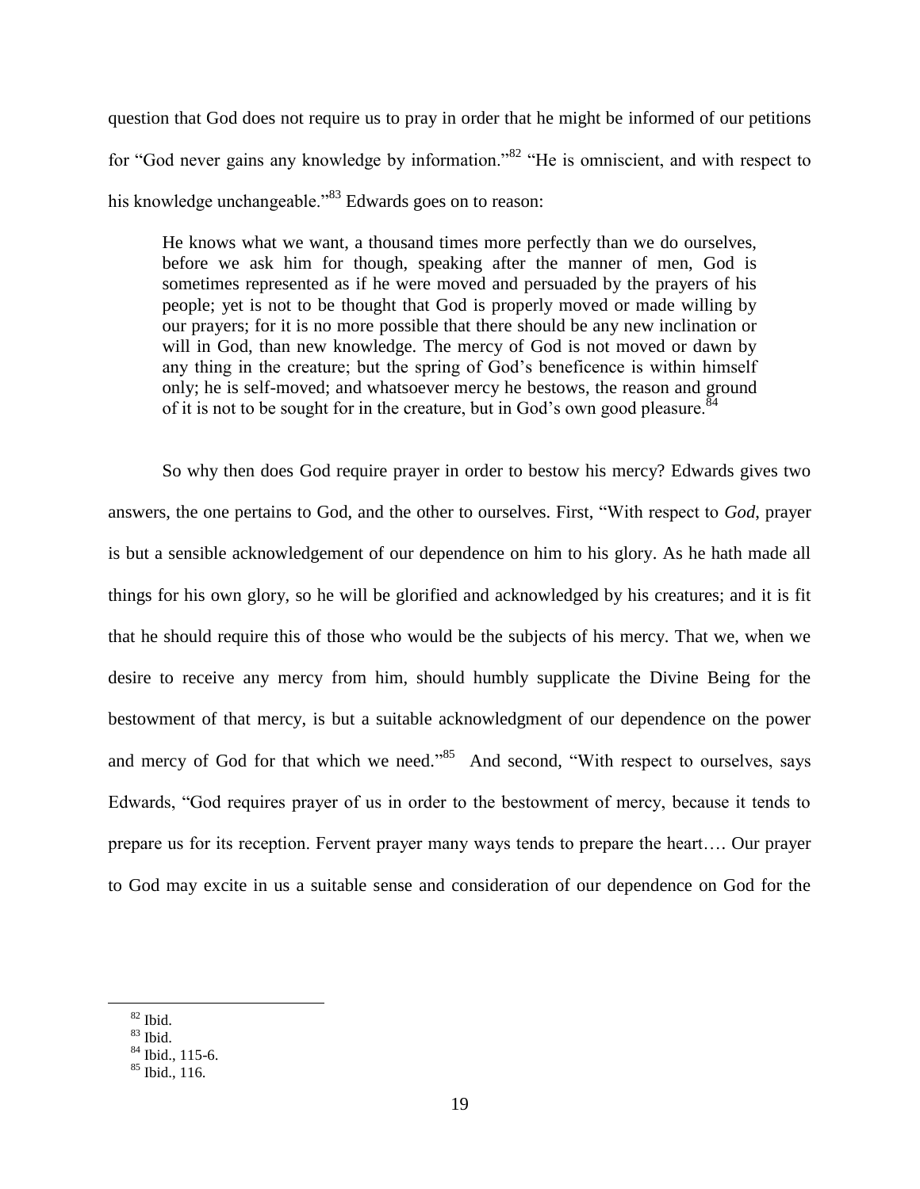question that God does not require us to pray in order that he might be informed of our petitions for "God never gains any knowledge by information."[82] "He is omniscient, and with respect to his knowledge unchangeable."[83] Edwards goes on to reason:

> He knows what we want, a thousand times more perfectly than we do ourselves, before we ask him for though, speaking after the manner of men, God is sometimes represented as if he were moved and persuaded by the prayers of his people; yet is not to be thought that God is properly moved or made willing by our prayers; for it is no more possible that there should be any new inclination or will in God, than new knowledge. The mercy of God is not moved or dawn by any thing in the creature; but the spring of God's beneficence is within himself only; he is self-moved; and whatsoever mercy he bestows, the reason and ground of it is not to be sought for in the creature, but in God's own good pleasure.[84]

So why then does God require prayer in order to bestow his mercy? Edwards gives two answers, the one pertains to God, and the other to ourselves. First, "With respect to *God*, prayer is but a sensible acknowledgement of our dependence on him to his glory. As he hath made all things for his own glory, so he will be glorified and acknowledged by his creatures; and it is fit that he should require this of those who would be the subjects of his mercy. That we, when we desire to receive any mercy from him, should humbly supplicate the Divine Being for the bestowment of that mercy, is but a suitable acknowledgment of our dependence on the power and mercy of God for that which we need."[85] And second, "With respect to ourselves, says Edwards, "God requires prayer of us in order to the bestowment of mercy, because it tends to prepare us for its reception. Fervent prayer many ways tends to prepare the heart…. Our prayer to God may excite in us a suitable sense and consideration of our dependence on God for the

---

[82] Ibid.

[83] Ibid.

[84] Ibid., 115-6.

[85] Ibid., 116.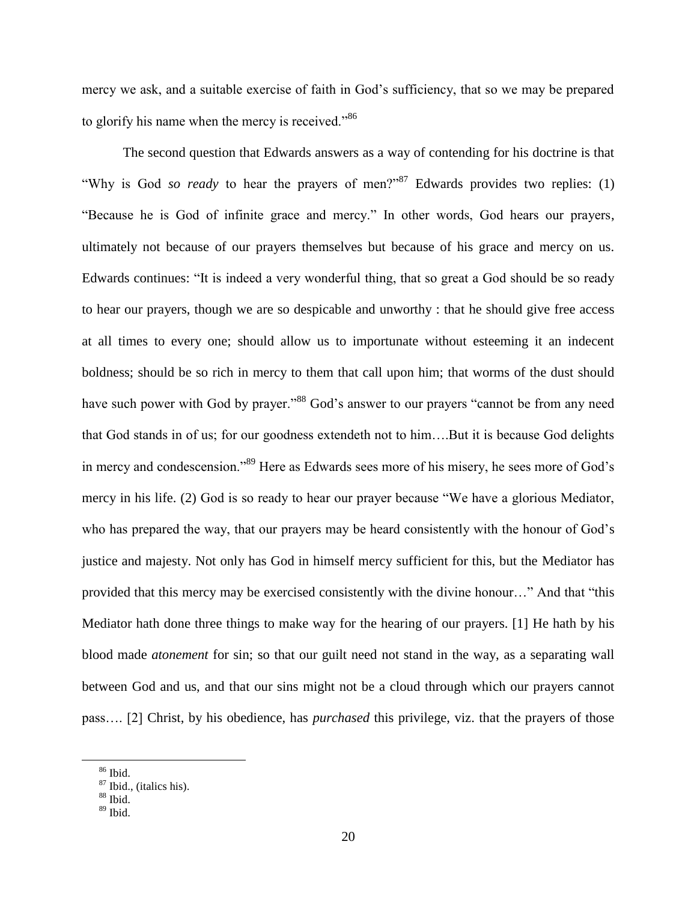mercy we ask, and a suitable exercise of faith in God's sufficiency, that so we may be prepared to glorify his name when the mercy is received."[86]

The second question that Edwards answers as a way of contending for his doctrine is that "Why is God *so ready* to hear the prayers of men?"[87] Edwards provides two replies: (1) "Because he is God of infinite grace and mercy." In other words, God hears our prayers, ultimately not because of our prayers themselves but because of his grace and mercy on us. Edwards continues: "It is indeed a very wonderful thing, that so great a God should be so ready to hear our prayers, though we are so despicable and unworthy : that he should give free access at all times to every one; should allow us to importunate without esteeming it an indecent boldness; should be so rich in mercy to them that call upon him; that worms of the dust should have such power with God by prayer."[88] God's answer to our prayers "cannot be from any need that God stands in of us; for our goodness extendeth not to him….But it is because God delights in mercy and condescension."[89] Here as Edwards sees more of his misery, he sees more of God's mercy in his life. (2) God is so ready to hear our prayer because "We have a glorious Mediator, who has prepared the way, that our prayers may be heard consistently with the honour of God's justice and majesty. Not only has God in himself mercy sufficient for this, but the Mediator has provided that this mercy may be exercised consistently with the divine honour…" And that "this Mediator hath done three things to make way for the hearing of our prayers. [1] He hath by his blood made *atonement* for sin; so that our guilt need not stand in the way, as a separating wall between God and us, and that our sins might not be a cloud through which our prayers cannot pass…. [2] Christ, by his obedience, has *purchased* this privilege, viz. that the prayers of those

[86] Ibid.
[87] Ibid., (italics his).
[88] Ibid.
[89] Ibid.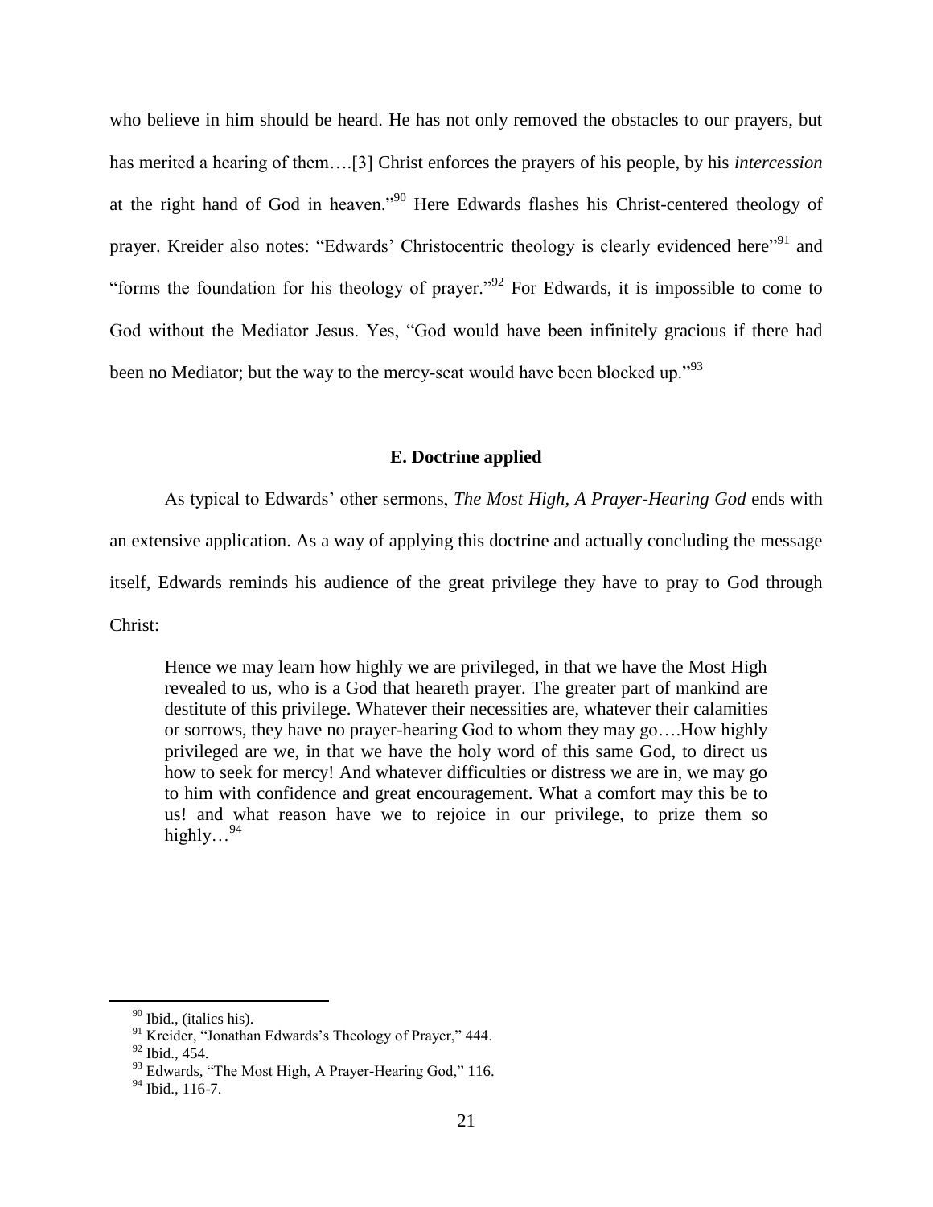who believe in him should be heard. He has not only removed the obstacles to our prayers, but has merited a hearing of them….[3] Christ enforces the prayers of his people, by his *intercession* at the right hand of God in heaven."[90] Here Edwards flashes his Christ-centered theology of prayer. Kreider also notes: "Edwards' Christocentric theology is clearly evidenced here"[91] and "forms the foundation for his theology of prayer."[92] For Edwards, it is impossible to come to God without the Mediator Jesus. Yes, "God would have been infinitely gracious if there had been no Mediator; but the way to the mercy-seat would have been blocked up."[93]

### E. Doctrine applied

As typical to Edwards' other sermons, *The Most High, A Prayer-Hearing God* ends with an extensive application. As a way of applying this doctrine and actually concluding the message itself, Edwards reminds his audience of the great privilege they have to pray to God through Christ:

> Hence we may learn how highly we are privileged, in that we have the Most High revealed to us, who is a God that heareth prayer. The greater part of mankind are destitute of this privilege. Whatever their necessities are, whatever their calamities or sorrows, they have no prayer-hearing God to whom they may go….How highly privileged are we, in that we have the holy word of this same God, to direct us how to seek for mercy! And whatever difficulties or distress we are in, we may go to him with confidence and great encouragement. What a comfort may this be to us! and what reason have we to rejoice in our privilege, to prize them so highly…[94]

---

[90] Ibid., (italics his).

[91] Kreider, "Jonathan Edwards's Theology of Prayer," 444.

[92] Ibid., 454.

[93] Edwards, "The Most High, A Prayer-Hearing God," 116.

[94] Ibid., 116-7.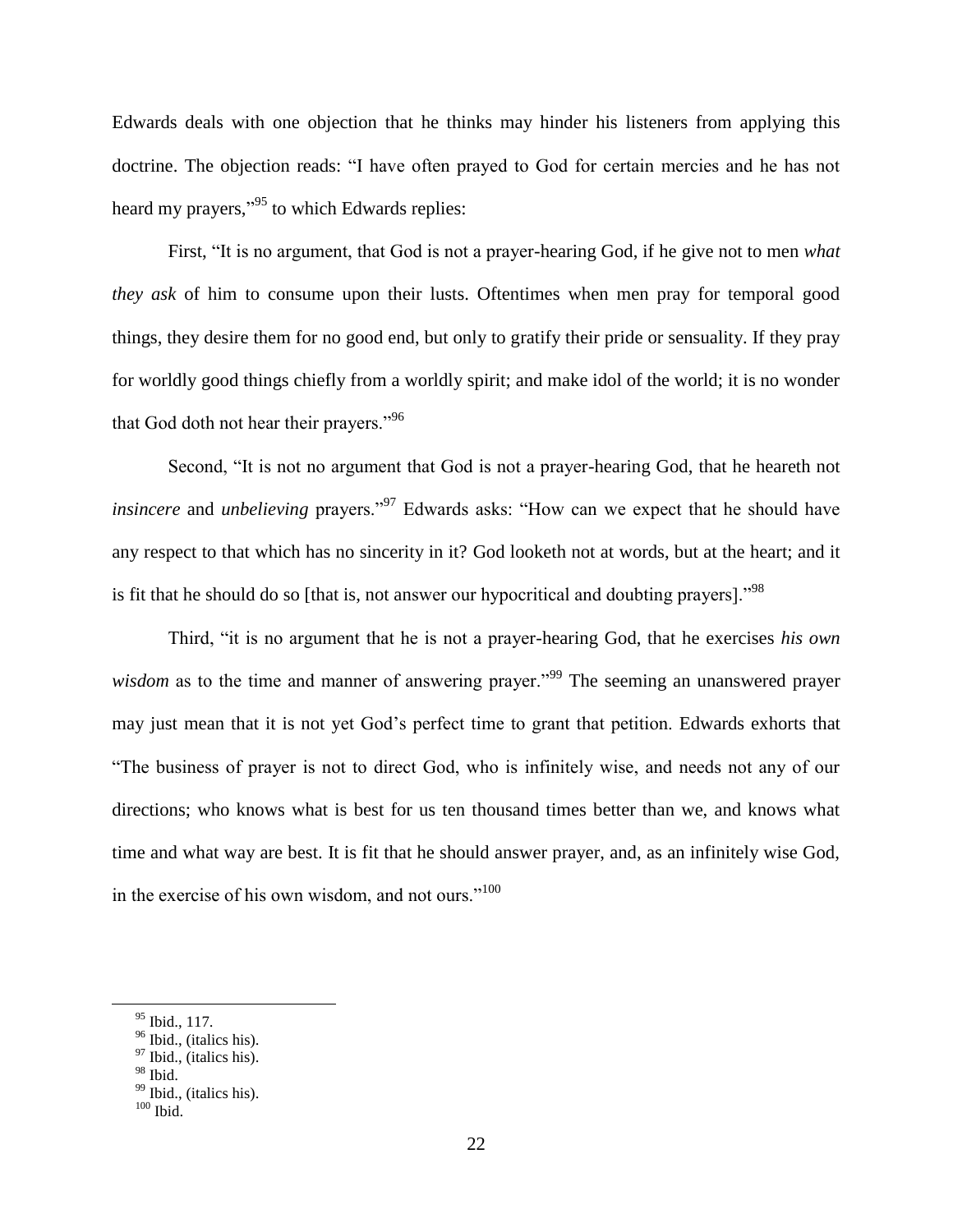Edwards deals with one objection that he thinks may hinder his listeners from applying this doctrine. The objection reads: "I have often prayed to God for certain mercies and he has not heard my prayers,"[95] to which Edwards replies:

First, "It is no argument, that God is not a prayer-hearing God, if he give not to men *what they ask* of him to consume upon their lusts. Oftentimes when men pray for temporal good things, they desire them for no good end, but only to gratify their pride or sensuality. If they pray for worldly good things chiefly from a worldly spirit; and make idol of the world; it is no wonder that God doth not hear their prayers."[96]

Second, "It is not no argument that God is not a prayer-hearing God, that he heareth not *insincere* and *unbelieving* prayers."[97] Edwards asks: "How can we expect that he should have any respect to that which has no sincerity in it? God looketh not at words, but at the heart; and it is fit that he should do so [that is, not answer our hypocritical and doubting prayers]."[98]

Third, "it is no argument that he is not a prayer-hearing God, that he exercises *his own wisdom* as to the time and manner of answering prayer."[99] The seeming an unanswered prayer may just mean that it is not yet God's perfect time to grant that petition. Edwards exhorts that "The business of prayer is not to direct God, who is infinitely wise, and needs not any of our directions; who knows what is best for us ten thousand times better than we, and knows what time and what way are best. It is fit that he should answer prayer, and, as an infinitely wise God, in the exercise of his own wisdom, and not ours."[100]

---

[95] Ibid., 117.
[96] Ibid., (italics his).
[97] Ibid., (italics his).
[98] Ibid.
[99] Ibid., (italics his).
[100] Ibid.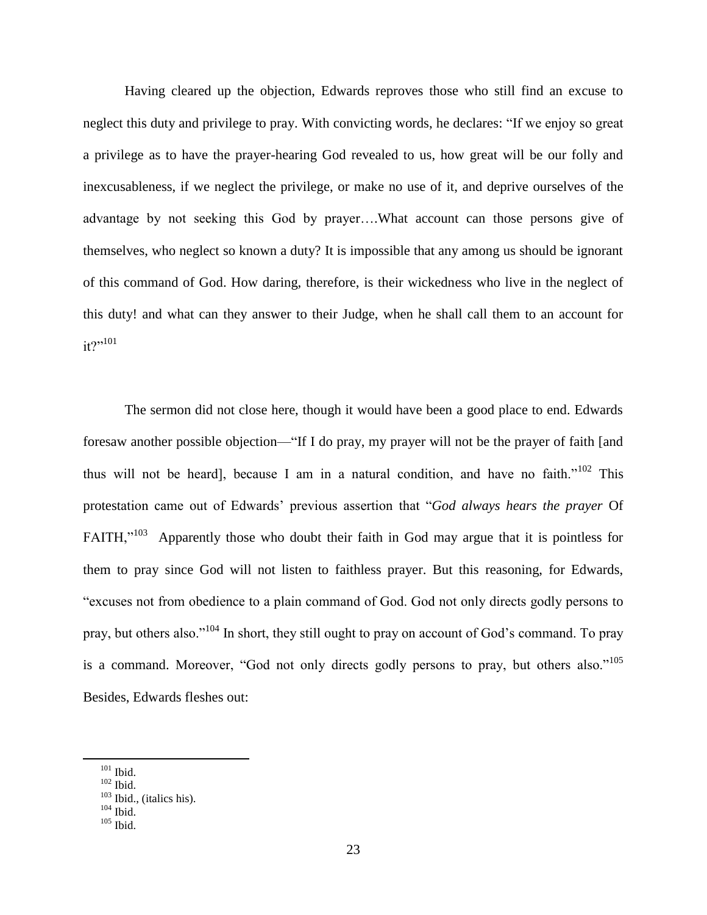Having cleared up the objection, Edwards reproves those who still find an excuse to neglect this duty and privilege to pray. With convicting words, he declares: "If we enjoy so great a privilege as to have the prayer-hearing God revealed to us, how great will be our folly and inexcusableness, if we neglect the privilege, or make no use of it, and deprive ourselves of the advantage by not seeking this God by prayer….What account can those persons give of themselves, who neglect so known a duty? It is impossible that any among us should be ignorant of this command of God. How daring, therefore, is their wickedness who live in the neglect of this duty! and what can they answer to their Judge, when he shall call them to an account for it?"[101]

The sermon did not close here, though it would have been a good place to end. Edwards foresaw another possible objection—"If I do pray, my prayer will not be the prayer of faith [and thus will not be heard], because I am in a natural condition, and have no faith."[102] This protestation came out of Edwards' previous assertion that "*God always hears the prayer* Of FAITH,"[103] Apparently those who doubt their faith in God may argue that it is pointless for them to pray since God will not listen to faithless prayer. But this reasoning, for Edwards, "excuses not from obedience to a plain command of God. God not only directs godly persons to pray, but others also."[104] In short, they still ought to pray on account of God's command. To pray is a command. Moreover, "God not only directs godly persons to pray, but others also."[105] Besides, Edwards fleshes out:

[101] Ibid.
[102] Ibid.
[103] Ibid., (italics his).
[104] Ibid.
[105] Ibid.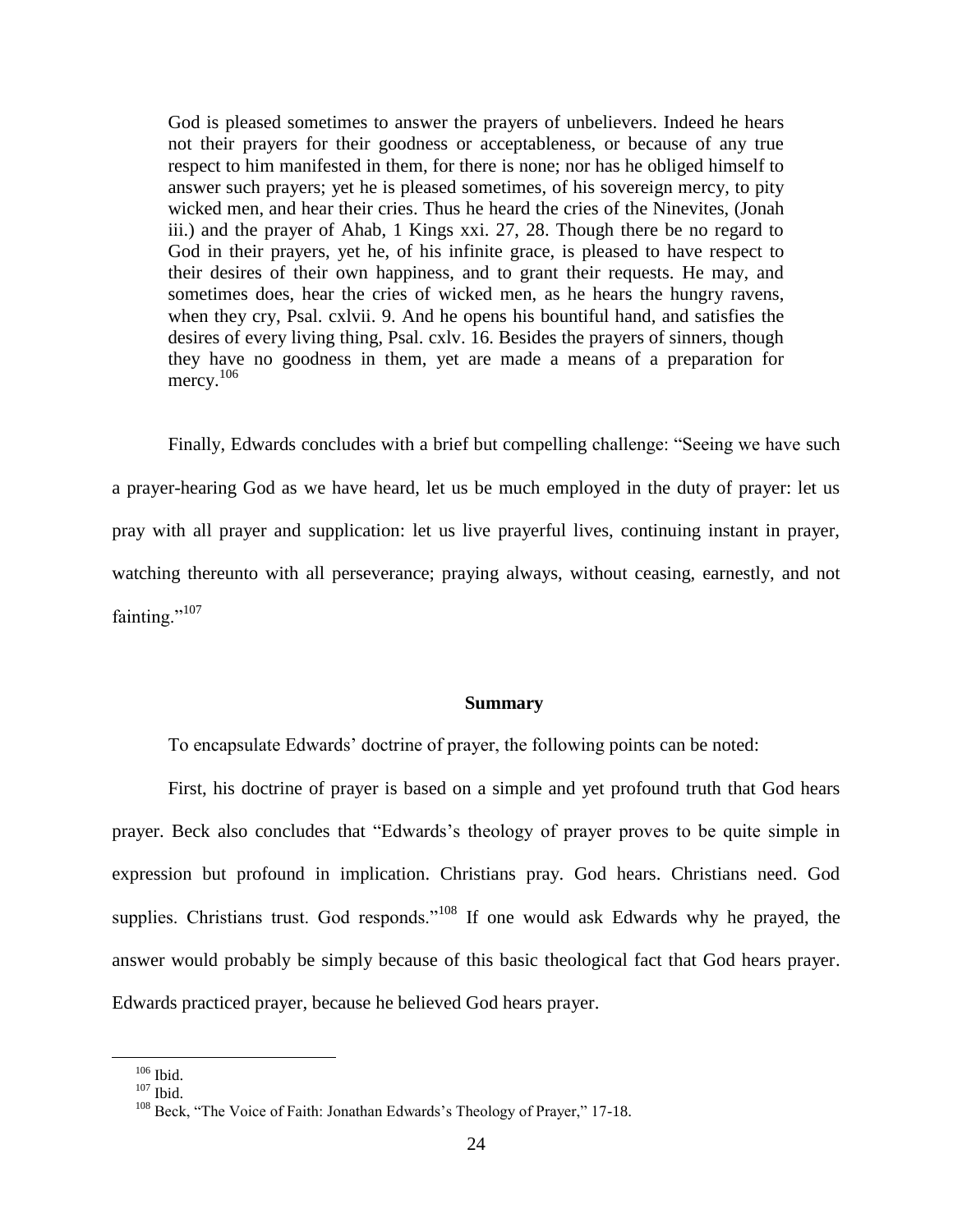> God is pleased sometimes to answer the prayers of unbelievers. Indeed he hears not their prayers for their goodness or acceptableness, or because of any true respect to him manifested in them, for there is none; nor has he obliged himself to answer such prayers; yet he is pleased sometimes, of his sovereign mercy, to pity wicked men, and hear their cries. Thus he heard the cries of the Ninevites, (Jonah iii.) and the prayer of Ahab, 1 Kings xxi. 27, 28. Though there be no regard to God in their prayers, yet he, of his infinite grace, is pleased to have respect to their desires of their own happiness, and to grant their requests. He may, and sometimes does, hear the cries of wicked men, as he hears the hungry ravens, when they cry, Psal. cxlvii. 9. And he opens his bountiful hand, and satisfies the desires of every living thing, Psal. cxlv. 16. Besides the prayers of sinners, though they have no goodness in them, yet are made a means of a preparation for mercy.[106]

Finally, Edwards concludes with a brief but compelling challenge: "Seeing we have such a prayer-hearing God as we have heard, let us be much employed in the duty of prayer: let us pray with all prayer and supplication: let us live prayerful lives, continuing instant in prayer, watching thereunto with all perseverance; praying always, without ceasing, earnestly, and not fainting."[107]

### Summary

To encapsulate Edwards' doctrine of prayer, the following points can be noted:

First, his doctrine of prayer is based on a simple and yet profound truth that God hears prayer. Beck also concludes that "Edwards's theology of prayer proves to be quite simple in expression but profound in implication. Christians pray. God hears. Christians need. God supplies. Christians trust. God responds."[108] If one would ask Edwards why he prayed, the answer would probably be simply because of this basic theological fact that God hears prayer. Edwards practiced prayer, because he believed God hears prayer.

---

[106] Ibid.

[107] Ibid.

[108] Beck, "The Voice of Faith: Jonathan Edwards's Theology of Prayer," 17-18.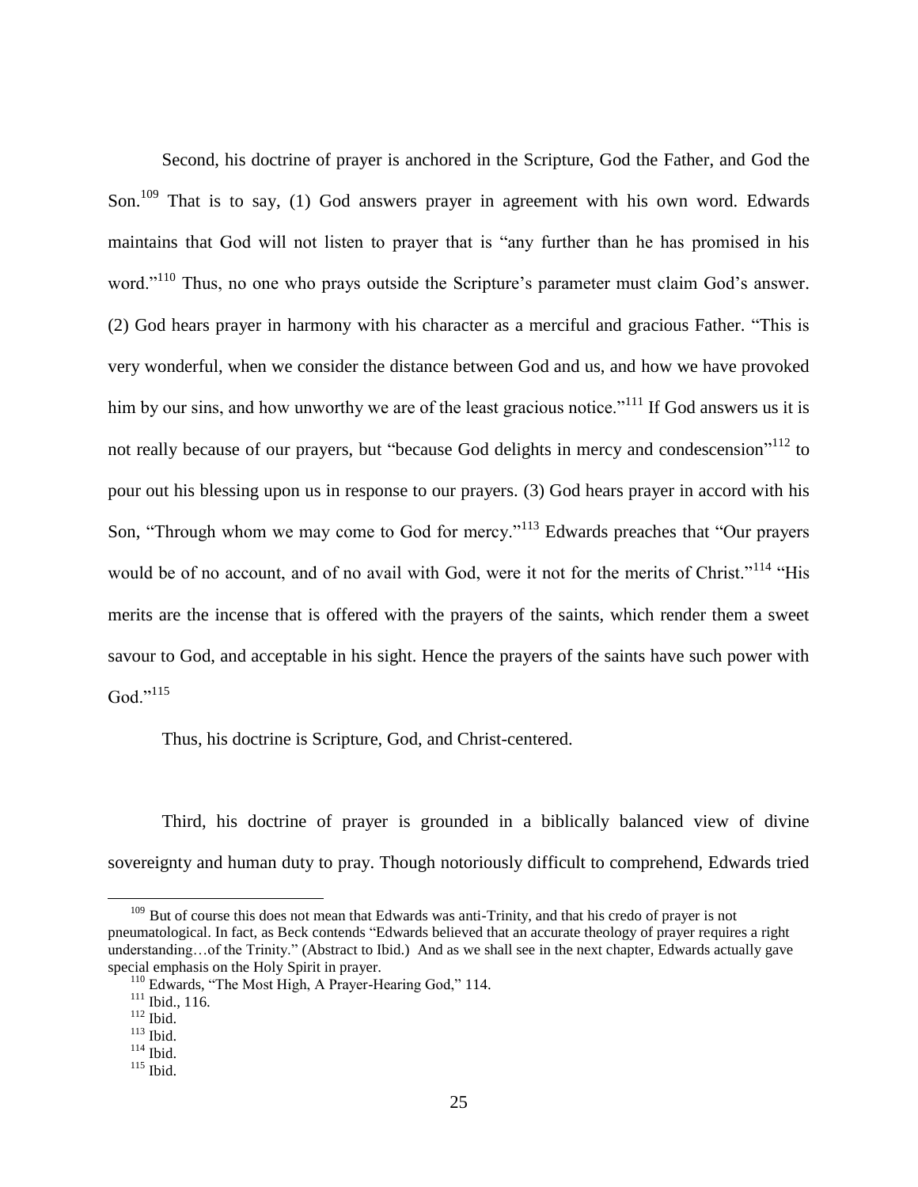Second, his doctrine of prayer is anchored in the Scripture, God the Father, and God the Son.[109] That is to say, (1) God answers prayer in agreement with his own word. Edwards maintains that God will not listen to prayer that is "any further than he has promised in his word."[110] Thus, no one who prays outside the Scripture's parameter must claim God's answer. (2) God hears prayer in harmony with his character as a merciful and gracious Father. "This is very wonderful, when we consider the distance between God and us, and how we have provoked him by our sins, and how unworthy we are of the least gracious notice."[111] If God answers us it is not really because of our prayers, but "because God delights in mercy and condescension"[112] to pour out his blessing upon us in response to our prayers. (3) God hears prayer in accord with his Son, "Through whom we may come to God for mercy."[113] Edwards preaches that "Our prayers would be of no account, and of no avail with God, were it not for the merits of Christ."[114] "His merits are the incense that is offered with the prayers of the saints, which render them a sweet savour to God, and acceptable in his sight. Hence the prayers of the saints have such power with God."[115]

Thus, his doctrine is Scripture, God, and Christ-centered.

Third, his doctrine of prayer is grounded in a biblically balanced view of divine sovereignty and human duty to pray. Though notoriously difficult to comprehend, Edwards tried

---

[109] But of course this does not mean that Edwards was anti-Trinity, and that his credo of prayer is not pneumatological. In fact, as Beck contends "Edwards believed that an accurate theology of prayer requires a right understanding…of the Trinity." (Abstract to Ibid.) And as we shall see in the next chapter, Edwards actually gave special emphasis on the Holy Spirit in prayer.

[110] Edwards, "The Most High, A Prayer-Hearing God," 114.

[111] Ibid., 116.

[112] Ibid.

[113] Ibid.

[114] Ibid.

[115] Ibid.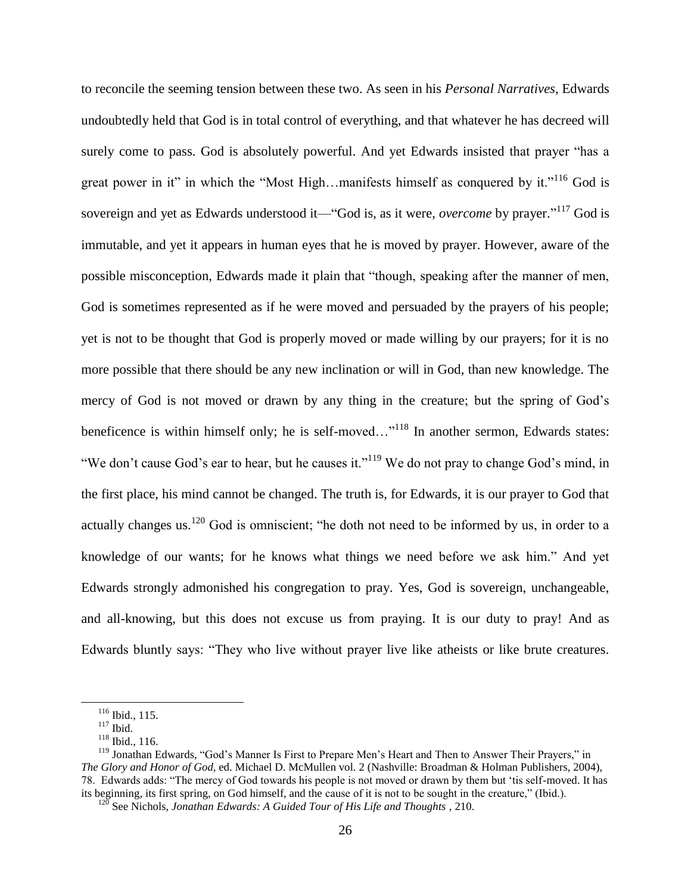to reconcile the seeming tension between these two. As seen in his *Personal Narratives*, Edwards undoubtedly held that God is in total control of everything, and that whatever he has decreed will surely come to pass. God is absolutely powerful. And yet Edwards insisted that prayer "has a great power in it" in which the "Most High…manifests himself as conquered by it."[116] God is sovereign and yet as Edwards understood it—"God is, as it were, *overcome* by prayer."[117] God is immutable, and yet it appears in human eyes that he is moved by prayer. However, aware of the possible misconception, Edwards made it plain that "though, speaking after the manner of men, God is sometimes represented as if he were moved and persuaded by the prayers of his people; yet is not to be thought that God is properly moved or made willing by our prayers; for it is no more possible that there should be any new inclination or will in God, than new knowledge. The mercy of God is not moved or drawn by any thing in the creature; but the spring of God's beneficence is within himself only; he is self-moved…"[118] In another sermon, Edwards states: "We don't cause God's ear to hear, but he causes it."[119] We do not pray to change God's mind, in the first place, his mind cannot be changed. The truth is, for Edwards, it is our prayer to God that actually changes us.[120] God is omniscient; "he doth not need to be informed by us, in order to a knowledge of our wants; for he knows what things we need before we ask him." And yet Edwards strongly admonished his congregation to pray. Yes, God is sovereign, unchangeable, and all-knowing, but this does not excuse us from praying. It is our duty to pray! And as Edwards bluntly says: "They who live without prayer live like atheists or like brute creatures.

---

[116] Ibid., 115.

[117] Ibid.

[118] Ibid., 116.

[119] Jonathan Edwards, "God's Manner Is First to Prepare Men's Heart and Then to Answer Their Prayers," in *The Glory and Honor of God*, ed. Michael D. McMullen vol. 2 (Nashville: Broadman & Holman Publishers, 2004), 78. Edwards adds: "The mercy of God towards his people is not moved or drawn by them but 'tis self-moved. It has its beginning, its first spring, on God himself, and the cause of it is not to be sought in the creature," (Ibid.).

[120] See Nichols, *Jonathan Edwards: A Guided Tour of His Life and Thoughts* , 210.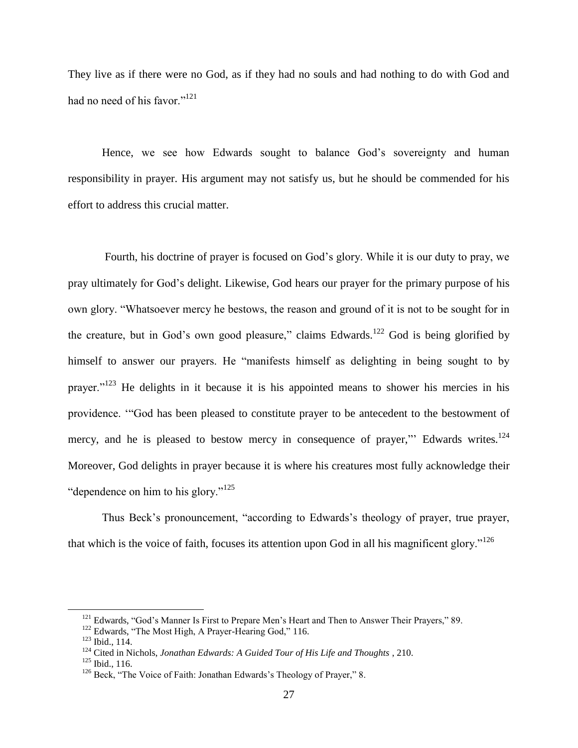They live as if there were no God, as if they had no souls and had nothing to do with God and had no need of his favor."[121]

Hence, we see how Edwards sought to balance God's sovereignty and human responsibility in prayer. His argument may not satisfy us, but he should be commended for his effort to address this crucial matter.

Fourth, his doctrine of prayer is focused on God's glory. While it is our duty to pray, we pray ultimately for God's delight. Likewise, God hears our prayer for the primary purpose of his own glory. "Whatsoever mercy he bestows, the reason and ground of it is not to be sought for in the creature, but in God's own good pleasure," claims Edwards.[122] God is being glorified by himself to answer our prayers. He "manifests himself as delighting in being sought to by prayer."[123] He delights in it because it is his appointed means to shower his mercies in his providence. '"God has been pleased to constitute prayer to be antecedent to the bestowment of mercy, and he is pleased to bestow mercy in consequence of prayer,"' Edwards writes.[124] Moreover, God delights in prayer because it is where his creatures most fully acknowledge their "dependence on him to his glory."[125]

Thus Beck's pronouncement, "according to Edwards's theology of prayer, true prayer, that which is the voice of faith, focuses its attention upon God in all his magnificent glory."[126]

---

[121] Edwards, "God's Manner Is First to Prepare Men's Heart and Then to Answer Their Prayers," 89.

[122] Edwards, "The Most High, A Prayer-Hearing God," 116.

[123] Ibid., 114.

[124] Cited in Nichols, *Jonathan Edwards: A Guided Tour of His Life and Thoughts* , 210.

[125] Ibid., 116.

[126] Beck, "The Voice of Faith: Jonathan Edwards's Theology of Prayer," 8.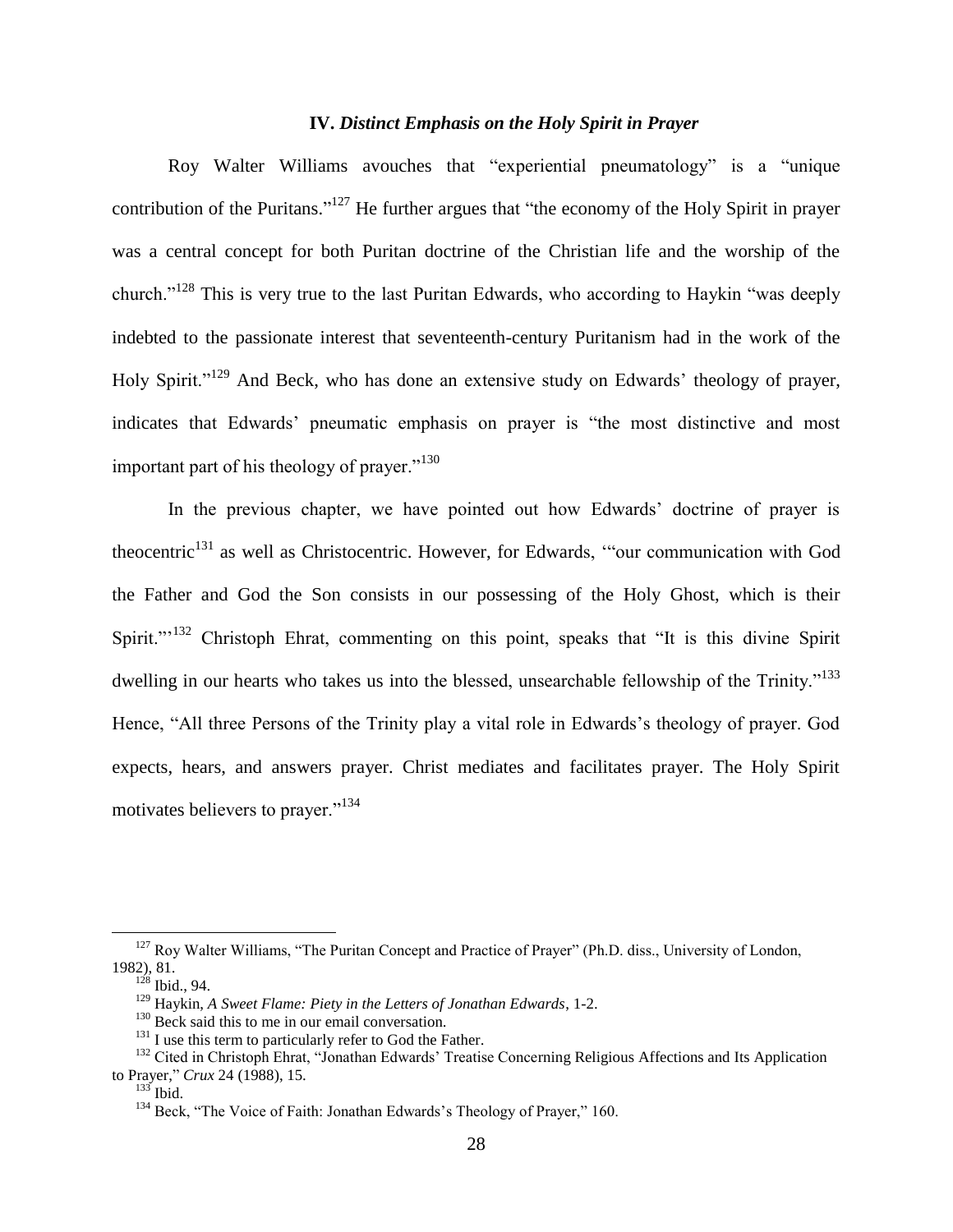### IV. *Distinct Emphasis on the Holy Spirit in Prayer*

Roy Walter Williams avouches that "experiential pneumatology" is a "unique contribution of the Puritans."[127] He further argues that "the economy of the Holy Spirit in prayer was a central concept for both Puritan doctrine of the Christian life and the worship of the church."[128] This is very true to the last Puritan Edwards, who according to Haykin "was deeply indebted to the passionate interest that seventeenth-century Puritanism had in the work of the Holy Spirit."[129] And Beck, who has done an extensive study on Edwards' theology of prayer, indicates that Edwards' pneumatic emphasis on prayer is "the most distinctive and most important part of his theology of prayer."[130]

In the previous chapter, we have pointed out how Edwards' doctrine of prayer is theocentric[131] as well as Christocentric. However, for Edwards, '"our communication with God the Father and God the Son consists in our possessing of the Holy Ghost, which is their Spirit."'[132] Christoph Ehrat, commenting on this point, speaks that "It is this divine Spirit dwelling in our hearts who takes us into the blessed, unsearchable fellowship of the Trinity."[133] Hence, "All three Persons of the Trinity play a vital role in Edwards's theology of prayer. God expects, hears, and answers prayer. Christ mediates and facilitates prayer. The Holy Spirit motivates believers to prayer."[134]

---

[127] Roy Walter Williams, "The Puritan Concept and Practice of Prayer" (Ph.D. diss., University of London, 1982), 81.

[128] Ibid., 94.

[129] Haykin, *A Sweet Flame: Piety in the Letters of Jonathan Edwards*, 1-2.

[130] Beck said this to me in our email conversation.

[131] I use this term to particularly refer to God the Father.

[132] Cited in Christoph Ehrat, "Jonathan Edwards' Treatise Concerning Religious Affections and Its Application to Prayer," *Crux* 24 (1988), 15.

[133] Ibid.

[134] Beck, "The Voice of Faith: Jonathan Edwards's Theology of Prayer," 160.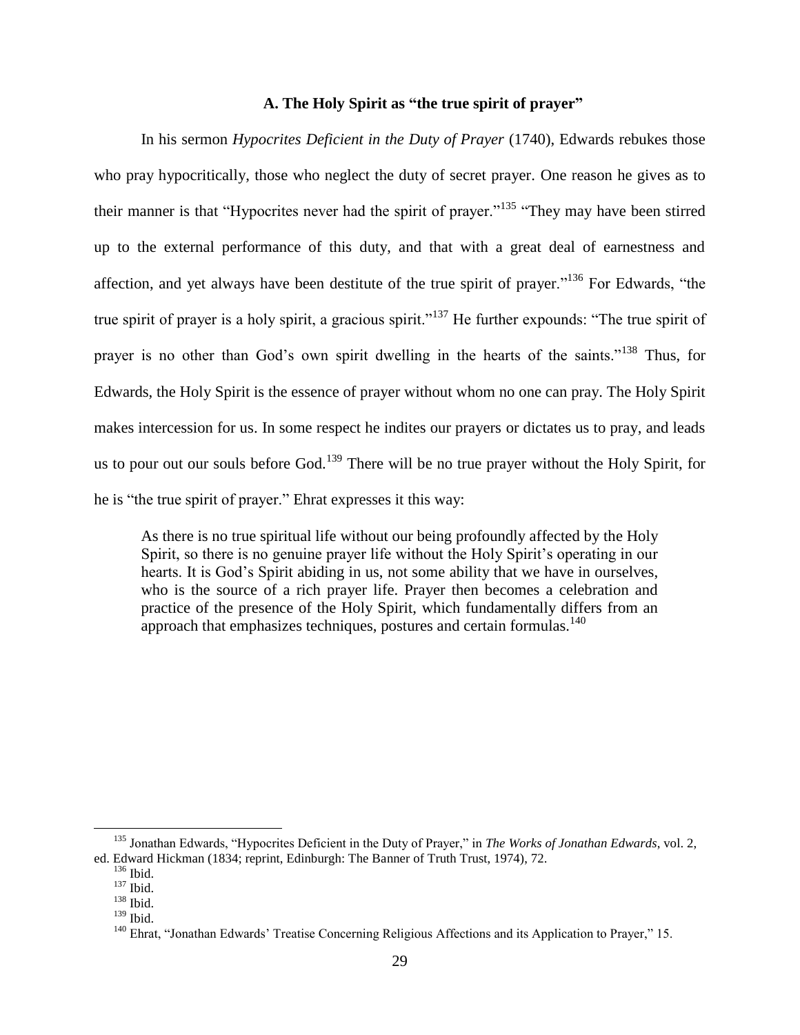### A. The Holy Spirit as "the true spirit of prayer"

In his sermon *Hypocrites Deficient in the Duty of Prayer* (1740), Edwards rebukes those who pray hypocritically, those who neglect the duty of secret prayer. One reason he gives as to their manner is that "Hypocrites never had the spirit of prayer."[135] "They may have been stirred up to the external performance of this duty, and that with a great deal of earnestness and affection, and yet always have been destitute of the true spirit of prayer."[136] For Edwards, "the true spirit of prayer is a holy spirit, a gracious spirit."[137] He further expounds: "The true spirit of prayer is no other than God's own spirit dwelling in the hearts of the saints."[138] Thus, for Edwards, the Holy Spirit is the essence of prayer without whom no one can pray. The Holy Spirit makes intercession for us. In some respect he indites our prayers or dictates us to pray, and leads us to pour out our souls before God.[139] There will be no true prayer without the Holy Spirit, for he is "the true spirit of prayer." Ehrat expresses it this way:

> As there is no true spiritual life without our being profoundly affected by the Holy Spirit, so there is no genuine prayer life without the Holy Spirit's operating in our hearts. It is God's Spirit abiding in us, not some ability that we have in ourselves, who is the source of a rich prayer life. Prayer then becomes a celebration and practice of the presence of the Holy Spirit, which fundamentally differs from an approach that emphasizes techniques, postures and certain formulas.[140]

---

[135] Jonathan Edwards, "Hypocrites Deficient in the Duty of Prayer," in *The Works of Jonathan Edwards*, vol. 2, ed. Edward Hickman (1834; reprint, Edinburgh: The Banner of Truth Trust, 1974), 72.

[136] Ibid.

[137] Ibid.

[138] Ibid.

[139] Ibid.

[140] Ehrat, "Jonathan Edwards' Treatise Concerning Religious Affections and its Application to Prayer," 15.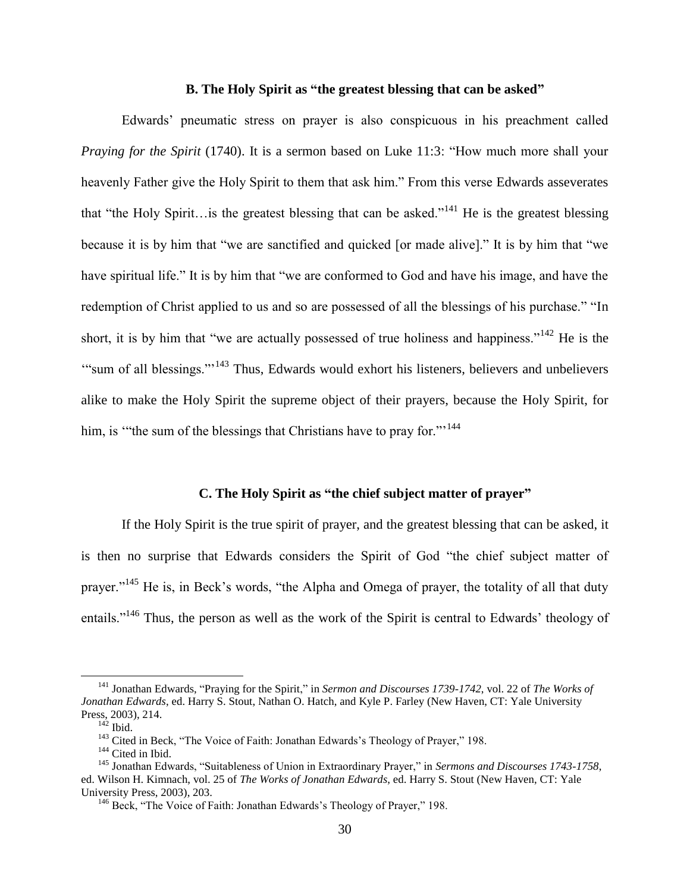### B. The Holy Spirit as "the greatest blessing that can be asked"

Edwards' pneumatic stress on prayer is also conspicuous in his preachment called *Praying for the Spirit* (1740). It is a sermon based on Luke 11:3: "How much more shall your heavenly Father give the Holy Spirit to them that ask him." From this verse Edwards asseverates that "the Holy Spirit…is the greatest blessing that can be asked."[141] He is the greatest blessing because it is by him that "we are sanctified and quicked [or made alive]." It is by him that "we have spiritual life." It is by him that "we are conformed to God and have his image, and have the redemption of Christ applied to us and so are possessed of all the blessings of his purchase." "In short, it is by him that "we are actually possessed of true holiness and happiness."[142] He is the '"sum of all blessings."'[143] Thus, Edwards would exhort his listeners, believers and unbelievers alike to make the Holy Spirit the supreme object of their prayers, because the Holy Spirit, for him, is '"the sum of the blessings that Christians have to pray for."'[144]

### C. The Holy Spirit as "the chief subject matter of prayer"

If the Holy Spirit is the true spirit of prayer, and the greatest blessing that can be asked, it is then no surprise that Edwards considers the Spirit of God "the chief subject matter of prayer."[145] He is, in Beck's words, "the Alpha and Omega of prayer, the totality of all that duty entails."[146] Thus, the person as well as the work of the Spirit is central to Edwards' theology of

---

[141] Jonathan Edwards, "Praying for the Spirit," in *Sermon and Discourses 1739-1742*, vol. 22 of *The Works of Jonathan Edwards*, ed. Harry S. Stout, Nathan O. Hatch, and Kyle P. Farley (New Haven, CT: Yale University Press, 2003), 214.

[142] Ibid.

[143] Cited in Beck, "The Voice of Faith: Jonathan Edwards's Theology of Prayer," 198.

[144] Cited in Ibid.

[145] Jonathan Edwards, "Suitableness of Union in Extraordinary Prayer," in *Sermons and Discourses 1743-1758*, ed. Wilson H. Kimnach, vol. 25 of *The Works of Jonathan Edwards*, ed. Harry S. Stout (New Haven, CT: Yale University Press, 2003), 203.

[146] Beck, "The Voice of Faith: Jonathan Edwards's Theology of Prayer," 198.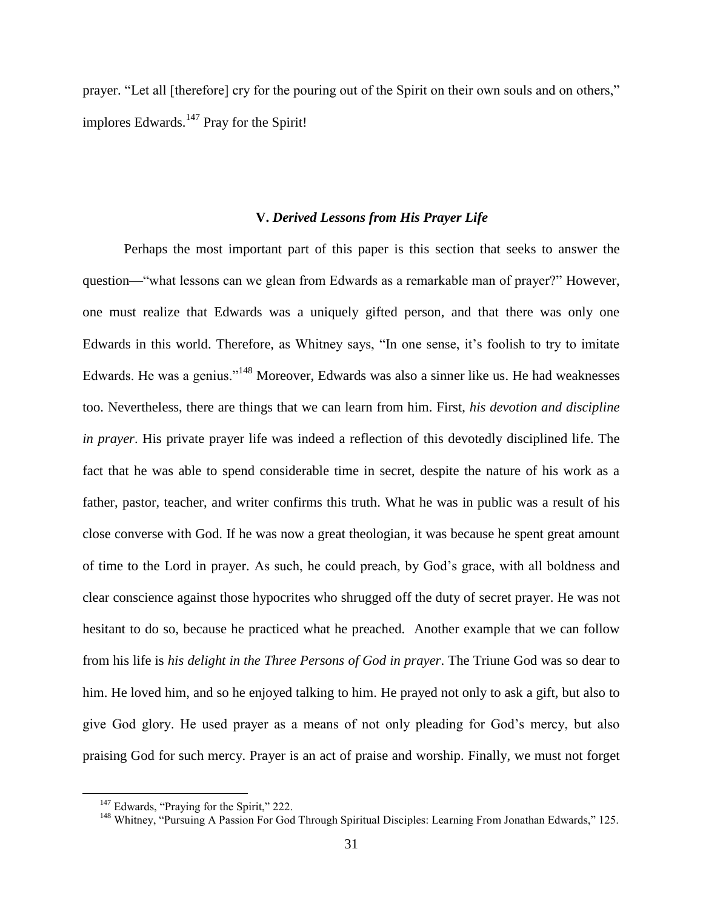prayer. “Let all [therefore] cry for the pouring out of the Spirit on their own souls and on others,” implores Edwards.[147] Pray for the Spirit!

### V. *Derived Lessons from His Prayer Life*

Perhaps the most important part of this paper is this section that seeks to answer the question—“what lessons can we glean from Edwards as a remarkable man of prayer?” However, one must realize that Edwards was a uniquely gifted person, and that there was only one Edwards in this world. Therefore, as Whitney says, “In one sense, it’s foolish to try to imitate Edwards. He was a genius.”[148] Moreover, Edwards was also a sinner like us. He had weaknesses too. Nevertheless, there are things that we can learn from him. First, *his devotion and discipline in prayer*. His private prayer life was indeed a reflection of this devotedly disciplined life. The fact that he was able to spend considerable time in secret, despite the nature of his work as a father, pastor, teacher, and writer confirms this truth. What he was in public was a result of his close converse with God. If he was now a great theologian, it was because he spent great amount of time to the Lord in prayer. As such, he could preach, by God’s grace, with all boldness and clear conscience against those hypocrites who shrugged off the duty of secret prayer. He was not hesitant to do so, because he practiced what he preached. Another example that we can follow from his life is *his delight in the Three Persons of God in prayer*. The Triune God was so dear to him. He loved him, and so he enjoyed talking to him. He prayed not only to ask a gift, but also to give God glory. He used prayer as a means of not only pleading for God’s mercy, but also praising God for such mercy. Prayer is an act of praise and worship. Finally, we must not forget

---

[147] Edwards, “Praying for the Spirit,” 222.

[148] Whitney, “Pursuing A Passion For God Through Spiritual Disciples: Learning From Jonathan Edwards,” 125.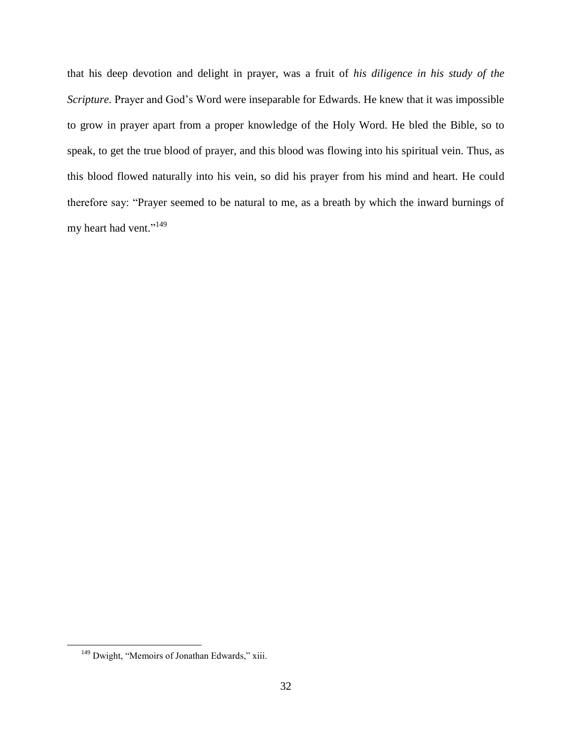that his deep devotion and delight in prayer, was a fruit of *his diligence in his study of the Scripture.* Prayer and God's Word were inseparable for Edwards. He knew that it was impossible to grow in prayer apart from a proper knowledge of the Holy Word. He bled the Bible, so to speak, to get the true blood of prayer, and this blood was flowing into his spiritual vein. Thus, as this blood flowed naturally into his vein, so did his prayer from his mind and heart. He could therefore say: "Prayer seemed to be natural to me, as a breath by which the inward burnings of my heart had vent."[149]

---

[149] Dwight, "Memoirs of Jonathan Edwards," xiii.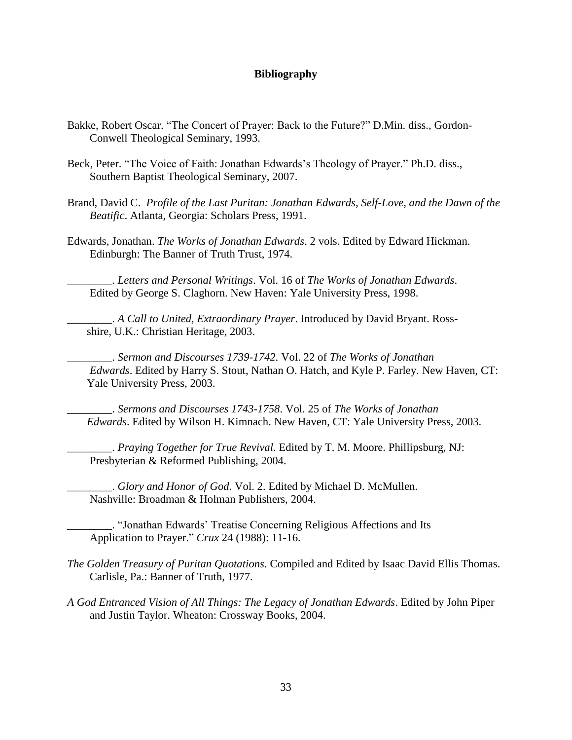# Bibliography

Bakke, Robert Oscar. "The Concert of Prayer: Back to the Future?" D.Min. diss., Gordon-Conwell Theological Seminary, 1993.

Beck, Peter. "The Voice of Faith: Jonathan Edwards's Theology of Prayer." Ph.D. diss., Southern Baptist Theological Seminary, 2007.

Brand, David C. *Profile of the Last Puritan: Jonathan Edwards, Self-Love, and the Dawn of the Beatific*. Atlanta, Georgia: Scholars Press, 1991.

Edwards, Jonathan. *The Works of Jonathan Edwards*. 2 vols. Edited by Edward Hickman. Edinburgh: The Banner of Truth Trust, 1974.

________. *Letters and Personal Writings*. Vol. 16 of *The Works of Jonathan Edwards*. Edited by George S. Claghorn. New Haven: Yale University Press, 1998.

________. *A Call to United, Extraordinary Prayer*. Introduced by David Bryant. Ross-shire, U.K.: Christian Heritage, 2003.

________. *Sermon and Discourses 1739-1742*. Vol. 22 of *The Works of Jonathan Edwards*. Edited by Harry S. Stout, Nathan O. Hatch, and Kyle P. Farley. New Haven, CT: Yale University Press, 2003.

________. *Sermons and Discourses 1743-1758*. Vol. 25 of *The Works of Jonathan Edwards*. Edited by Wilson H. Kimnach. New Haven, CT: Yale University Press, 2003.

________. *Praying Together for True Revival*. Edited by T. M. Moore. Phillipsburg, NJ: Presbyterian & Reformed Publishing, 2004.

________. *Glory and Honor of God*. Vol. 2. Edited by Michael D. McMullen. Nashville: Broadman & Holman Publishers, 2004.

________. "Jonathan Edwards' Treatise Concerning Religious Affections and Its Application to Prayer." *Crux* 24 (1988): 11-16.

*The Golden Treasury of Puritan Quotations*. Compiled and Edited by Isaac David Ellis Thomas. Carlisle, Pa.: Banner of Truth, 1977.

*A God Entranced Vision of All Things: The Legacy of Jonathan Edwards*. Edited by John Piper and Justin Taylor. Wheaton: Crossway Books, 2004.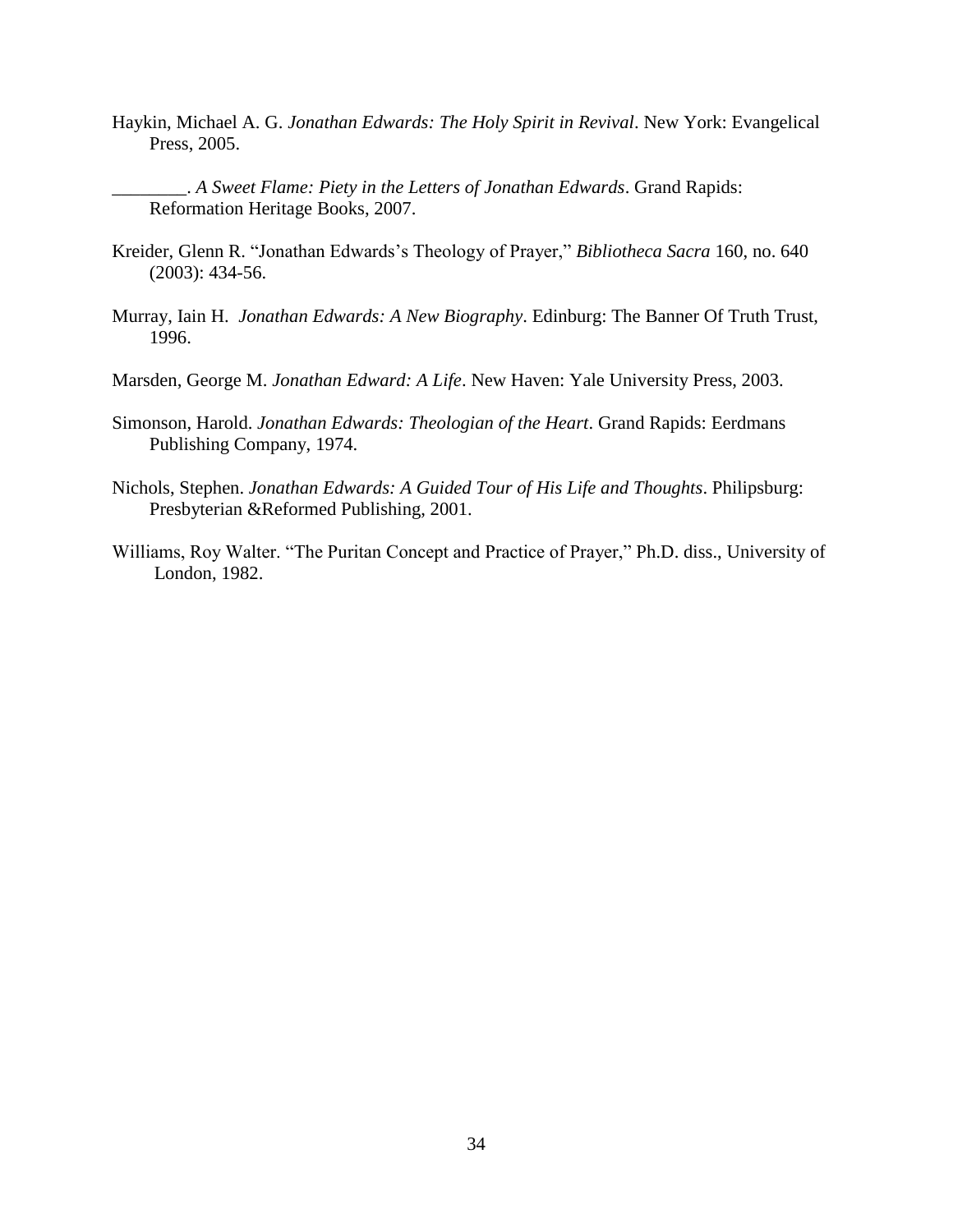Haykin, Michael A. G. *Jonathan Edwards: The Holy Spirit in Revival*. New York: Evangelical Press, 2005.

________. *A Sweet Flame: Piety in the Letters of Jonathan Edwards*. Grand Rapids: Reformation Heritage Books, 2007.

Kreider, Glenn R. "Jonathan Edwards's Theology of Prayer," *Bibliotheca Sacra* 160, no. 640 (2003): 434-56.

Murray, Iain H. *Jonathan Edwards: A New Biography*. Edinburg: The Banner Of Truth Trust, 1996.

Marsden, George M. *Jonathan Edward: A Life*. New Haven: Yale University Press, 2003.

Simonson, Harold. *Jonathan Edwards: Theologian of the Heart*. Grand Rapids: Eerdmans Publishing Company, 1974.

Nichols, Stephen. *Jonathan Edwards: A Guided Tour of His Life and Thoughts*. Philipsburg: Presbyterian &Reformed Publishing, 2001.

Williams, Roy Walter. "The Puritan Concept and Practice of Prayer," Ph.D. diss., University of London, 1982.